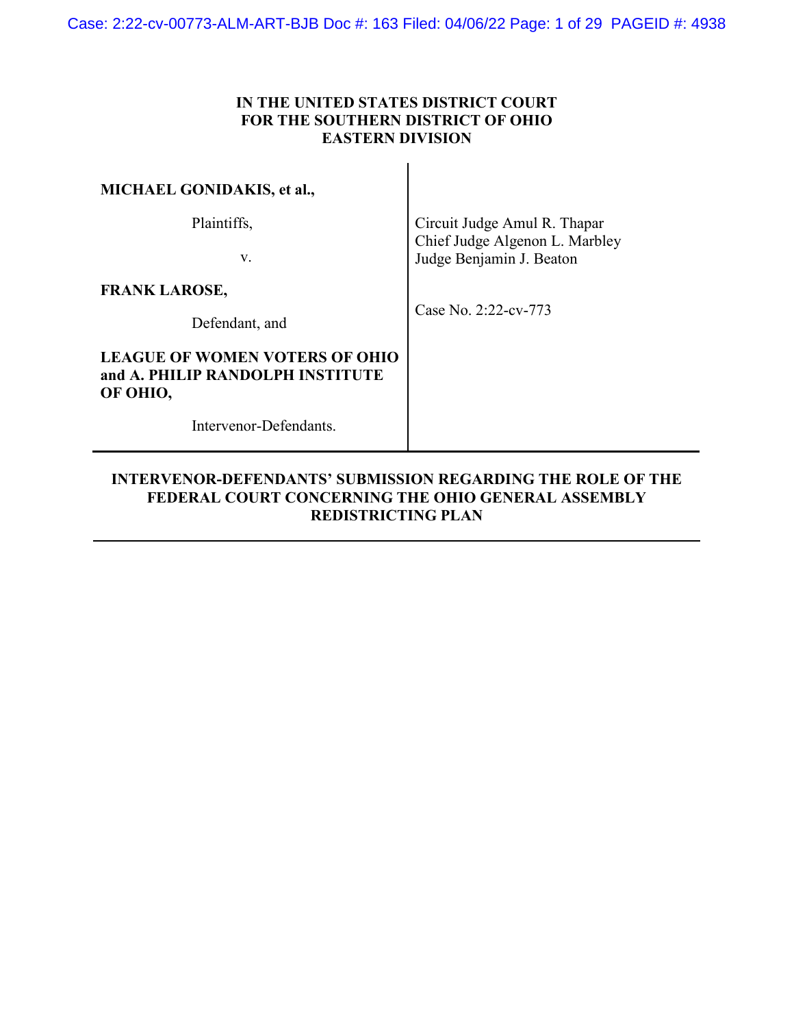**IN THE UNITED STATES DISTRICT COURT**
**FOR THE SOUTHERN DISTRICT OF OHIO**
**EASTERN DIVISION**

| | |
|---|---|
| **MICHAEL GONIDAKIS, et al.,**<br><br>Plaintiffs,<br><br>v.<br><br>**FRANK LAROSE,**<br><br>Defendant, and<br><br>**LEAGUE OF WOMEN VOTERS OF OHIO and A. PHILIP RANDOLPH INSTITUTE OF OHIO,**<br><br>Intervenor-Defendants. | Circuit Judge Amul R. Thapar<br>Chief Judge Algenon L. Marbley<br>Judge Benjamin J. Beaton<br><br>Case No. 2:22-cv-773 |

**INTERVENOR-DEFENDANTS' SUBMISSION REGARDING THE ROLE OF THE FEDERAL COURT CONCERNING THE OHIO GENERAL ASSEMBLY REDISTRICTING PLAN**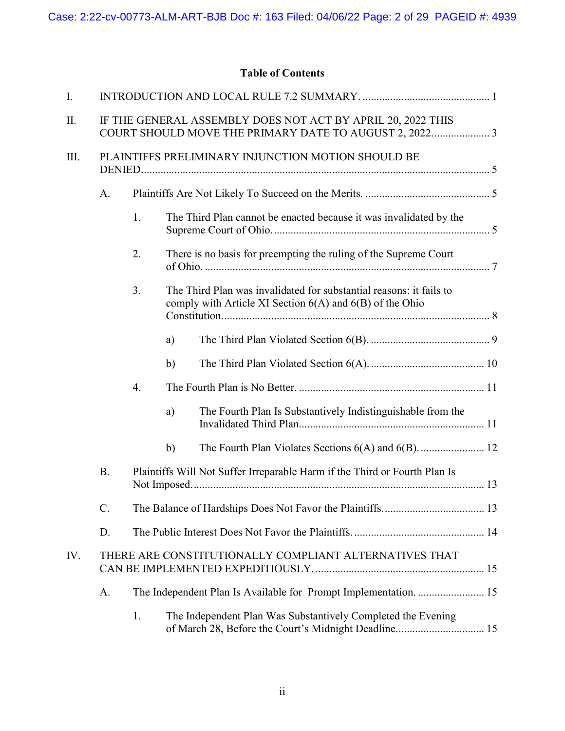## Table of Contents

I. INTRODUCTION AND LOCAL RULE 7.2 SUMMARY. .............................................. 1

II. IF THE GENERAL ASSEMBLY DOES NOT ACT BY APRIL 20, 2022 THIS COURT SHOULD MOVE THE PRIMARY DATE TO AUGUST 2, 2022..................... 3

III. PLAINTIFFS PRELIMINARY INJUNCTION MOTION SHOULD BE DENIED............................................................................................................... 5

- A. Plaintiffs Are Not Likely To Succeed on the Merits. ............................................. 5
  - 1. The Third Plan cannot be enacted because it was invalidated by the Supreme Court of Ohio. ............................................................................ 5
  - 2. There is no basis for preempting the ruling of the Supreme Court of Ohio. ...................................................................................................... 7
  - 3. The Third Plan was invalidated for substantial reasons: it fails to comply with Article XI Section 6(A) and 6(B) of the Ohio Constitution................................................................................................ 8
    - a) The Third Plan Violated Section 6(B). ........................................... 9
    - b) The Third Plan Violated Section 6(A). ......................................... 10
  - 4. The Fourth Plan is No Better. .................................................................. 11
    - a) The Fourth Plan Is Substantively Indistinguishable from the Invalidated Third Plan................................................................... 11
    - b) The Fourth Plan Violates Sections 6(A) and 6(B). ....................... 12
- B. Plaintiffs Will Not Suffer Irreparable Harm if the Third or Fourth Plan Is Not Imposed......................................................................................................... 13
- C. The Balance of Hardships Does Not Favor the Plaintiffs.................................... 13
- D. The Public Interest Does Not Favor the Plaintiffs. ............................................... 14

IV. THERE ARE CONSTITUTIONALLY COMPLIANT ALTERNATIVES THAT CAN BE IMPLEMENTED EXPEDITIOUSLY. ............................................................ 15

- A. The Independent Plan Is Available for Prompt Implementation. ........................ 15
  - 1. The Independent Plan Was Substantively Completed the Evening of March 28, Before the Court's Midnight Deadline................................ 15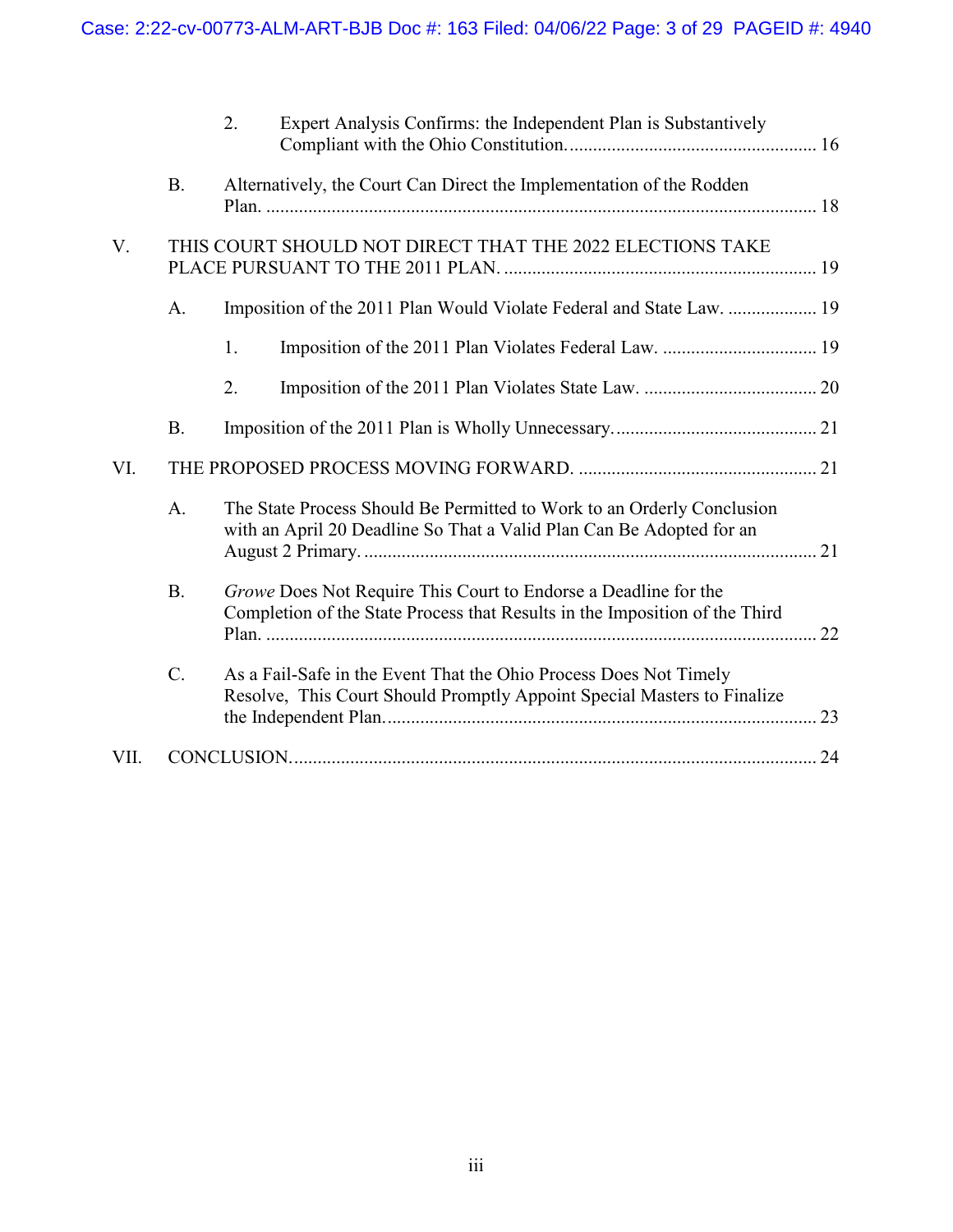2. Expert Analysis Confirms: the Independent Plan is Substantively Compliant with the Ohio Constitution. .......... 16

B. Alternatively, the Court Can Direct the Implementation of the Rodden Plan. .......... 18

V. THIS COURT SHOULD NOT DIRECT THAT THE 2022 ELECTIONS TAKE PLACE PURSUANT TO THE 2011 PLAN. .......... 19

A. Imposition of the 2011 Plan Would Violate Federal and State Law. .......... 19

1. Imposition of the 2011 Plan Violates Federal Law. .......... 19

2. Imposition of the 2011 Plan Violates State Law. .......... 20

B. Imposition of the 2011 Plan is Wholly Unnecessary. .......... 21

VI. THE PROPOSED PROCESS MOVING FORWARD. .......... 21

A. The State Process Should Be Permitted to Work to an Orderly Conclusion with an April 20 Deadline So That a Valid Plan Can Be Adopted for an August 2 Primary. .......... 21

B. *Growe* Does Not Require This Court to Endorse a Deadline for the Completion of the State Process that Results in the Imposition of the Third Plan. .......... 22

C. As a Fail-Safe in the Event That the Ohio Process Does Not Timely Resolve, This Court Should Promptly Appoint Special Masters to Finalize the Independent Plan. .......... 23

VII. CONCLUSION. .......... 24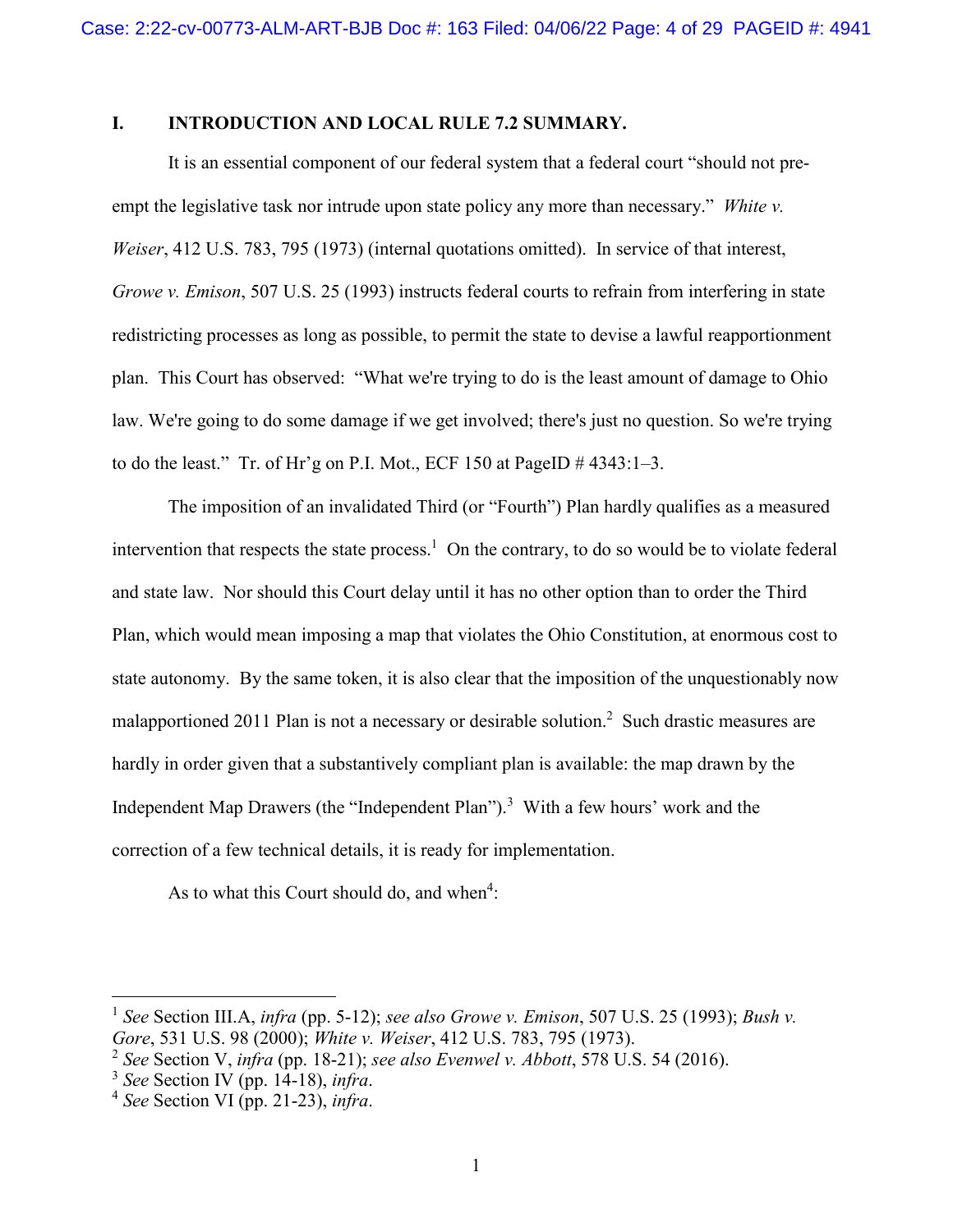## I. INTRODUCTION AND LOCAL RULE 7.2 SUMMARY.

It is an essential component of our federal system that a federal court "should not pre-empt the legislative task nor intrude upon state policy any more than necessary." *White v. Weiser*, 412 U.S. 783, 795 (1973) (internal quotations omitted). In service of that interest, *Growe v. Emison*, 507 U.S. 25 (1993) instructs federal courts to refrain from interfering in state redistricting processes as long as possible, to permit the state to devise a lawful reapportionment plan. This Court has observed: "What we're trying to do is the least amount of damage to Ohio law. We're going to do some damage if we get involved; there's just no question. So we're trying to do the least." Tr. of Hr'g on P.I. Mot., ECF 150 at PageID # 4343:1–3.

The imposition of an invalidated Third (or "Fourth") Plan hardly qualifies as a measured intervention that respects the state process.[1] On the contrary, to do so would be to violate federal and state law. Nor should this Court delay until it has no other option than to order the Third Plan, which would mean imposing a map that violates the Ohio Constitution, at enormous cost to state autonomy. By the same token, it is also clear that the imposition of the unquestionably now malapportioned 2011 Plan is not a necessary or desirable solution.[2] Such drastic measures are hardly in order given that a substantively compliant plan is available: the map drawn by the Independent Map Drawers (the "Independent Plan").[3] With a few hours' work and the correction of a few technical details, it is ready for implementation.

As to what this Court should do, and when[4]:

---

[1] *See* Section III.A, *infra* (pp. 5-12); *see also Growe v. Emison*, 507 U.S. 25 (1993); *Bush v. Gore*, 531 U.S. 98 (2000); *White v. Weiser*, 412 U.S. 783, 795 (1973).

[2] *See* Section V, *infra* (pp. 18-21); *see also Evenwel v. Abbott*, 578 U.S. 54 (2016).

[3] *See* Section IV (pp. 14-18), *infra*.

[4] *See* Section VI (pp. 21-23), *infra*.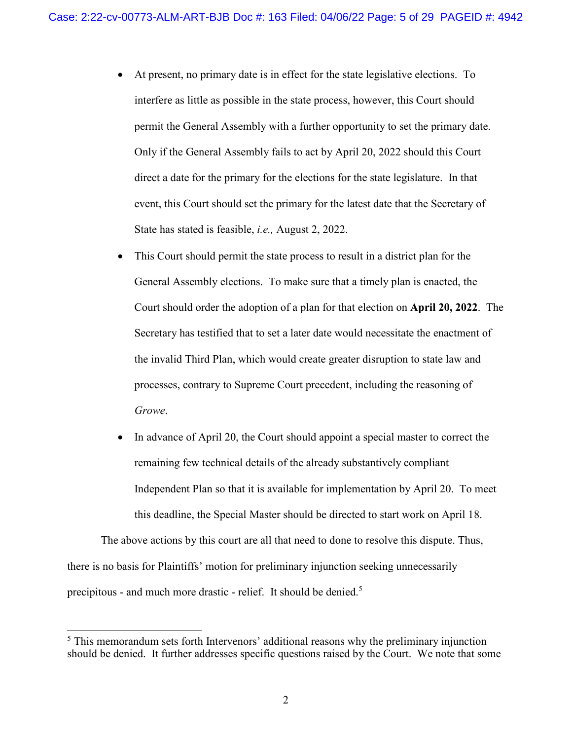- At present, no primary date is in effect for the state legislative elections. To interfere as little as possible in the state process, however, this Court should permit the General Assembly with a further opportunity to set the primary date. Only if the General Assembly fails to act by April 20, 2022 should this Court direct a date for the primary for the elections for the state legislature. In that event, this Court should set the primary for the latest date that the Secretary of State has stated is feasible, *i.e.,* August 2, 2022.
- This Court should permit the state process to result in a district plan for the General Assembly elections. To make sure that a timely plan is enacted, the Court should order the adoption of a plan for that election on **April 20, 2022**. The Secretary has testified that to set a later date would necessitate the enactment of the invalid Third Plan, which would create greater disruption to state law and processes, contrary to Supreme Court precedent, including the reasoning of *Growe*.
- In advance of April 20, the Court should appoint a special master to correct the remaining few technical details of the already substantively compliant Independent Plan so that it is available for implementation by April 20. To meet this deadline, the Special Master should be directed to start work on April 18.

The above actions by this court are all that need to done to resolve this dispute. Thus, there is no basis for Plaintiffs' motion for preliminary injunction seeking unnecessarily precipitous - and much more drastic - relief. It should be denied.[5]

---

[5] This memorandum sets forth Intervenors' additional reasons why the preliminary injunction should be denied. It further addresses specific questions raised by the Court. We note that some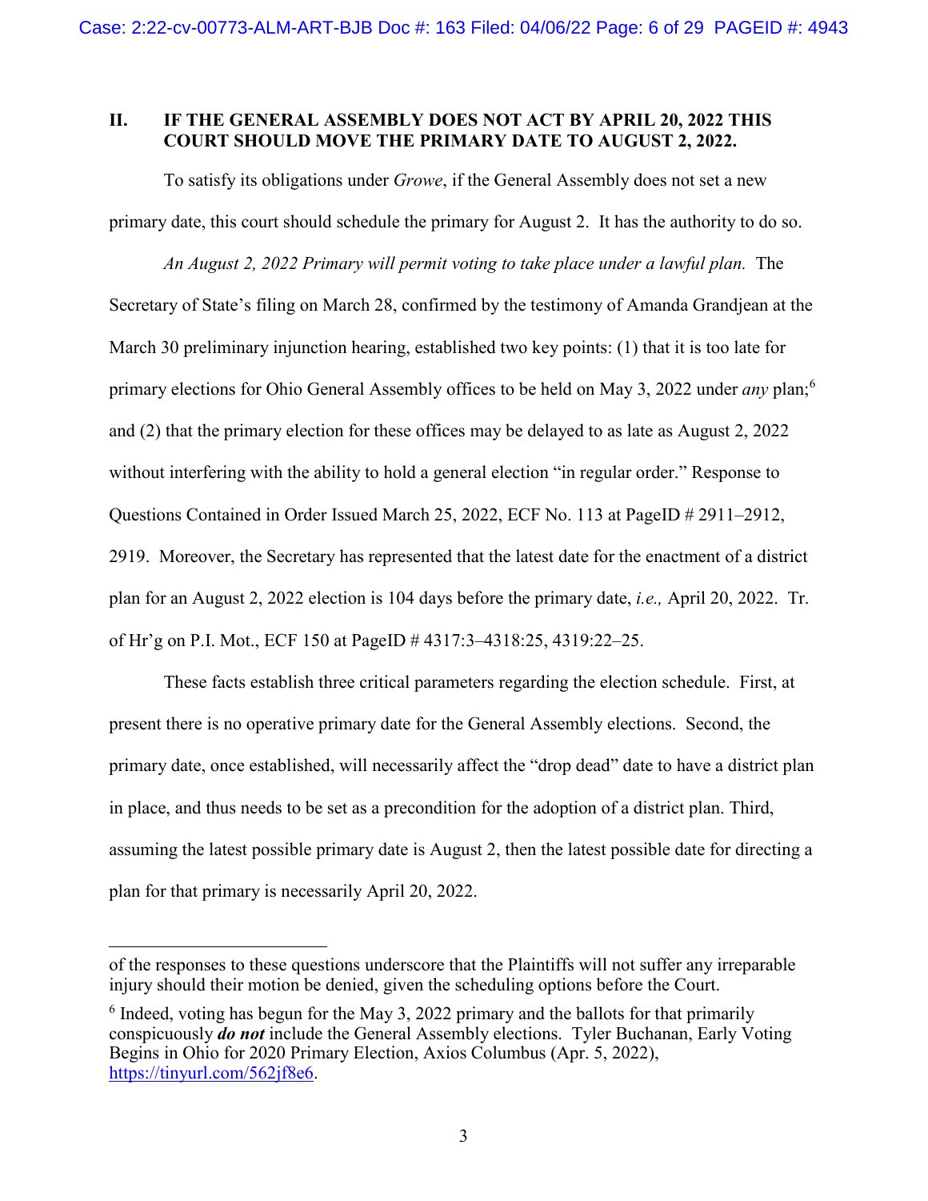## II. IF THE GENERAL ASSEMBLY DOES NOT ACT BY APRIL 20, 2022 THIS COURT SHOULD MOVE THE PRIMARY DATE TO AUGUST 2, 2022.

To satisfy its obligations under *Growe*, if the General Assembly does not set a new primary date, this court should schedule the primary for August 2. It has the authority to do so.

*An August 2, 2022 Primary will permit voting to take place under a lawful plan.* The Secretary of State's filing on March 28, confirmed by the testimony of Amanda Grandjean at the March 30 preliminary injunction hearing, established two key points: (1) that it is too late for primary elections for Ohio General Assembly offices to be held on May 3, 2022 under *any* plan;[6] and (2) that the primary election for these offices may be delayed to as late as August 2, 2022 without interfering with the ability to hold a general election "in regular order." Response to Questions Contained in Order Issued March 25, 2022, ECF No. 113 at PageID # 2911–2912, 2919. Moreover, the Secretary has represented that the latest date for the enactment of a district plan for an August 2, 2022 election is 104 days before the primary date, *i.e.,* April 20, 2022. Tr. of Hr'g on P.I. Mot., ECF 150 at PageID # 4317:3–4318:25, 4319:22–25.

These facts establish three critical parameters regarding the election schedule. First, at present there is no operative primary date for the General Assembly elections. Second, the primary date, once established, will necessarily affect the "drop dead" date to have a district plan in place, and thus needs to be set as a precondition for the adoption of a district plan. Third, assuming the latest possible primary date is August 2, then the latest possible date for directing a plan for that primary is necessarily April 20, 2022.

---

of the responses to these questions underscore that the Plaintiffs will not suffer any irreparable injury should their motion be denied, given the scheduling options before the Court.

[6] Indeed, voting has begun for the May 3, 2022 primary and the ballots for that primarily conspicuously ***do not*** include the General Assembly elections. Tyler Buchanan, Early Voting Begins in Ohio for 2020 Primary Election, Axios Columbus (Apr. 5, 2022), https://tinyurl.com/562jf8e6.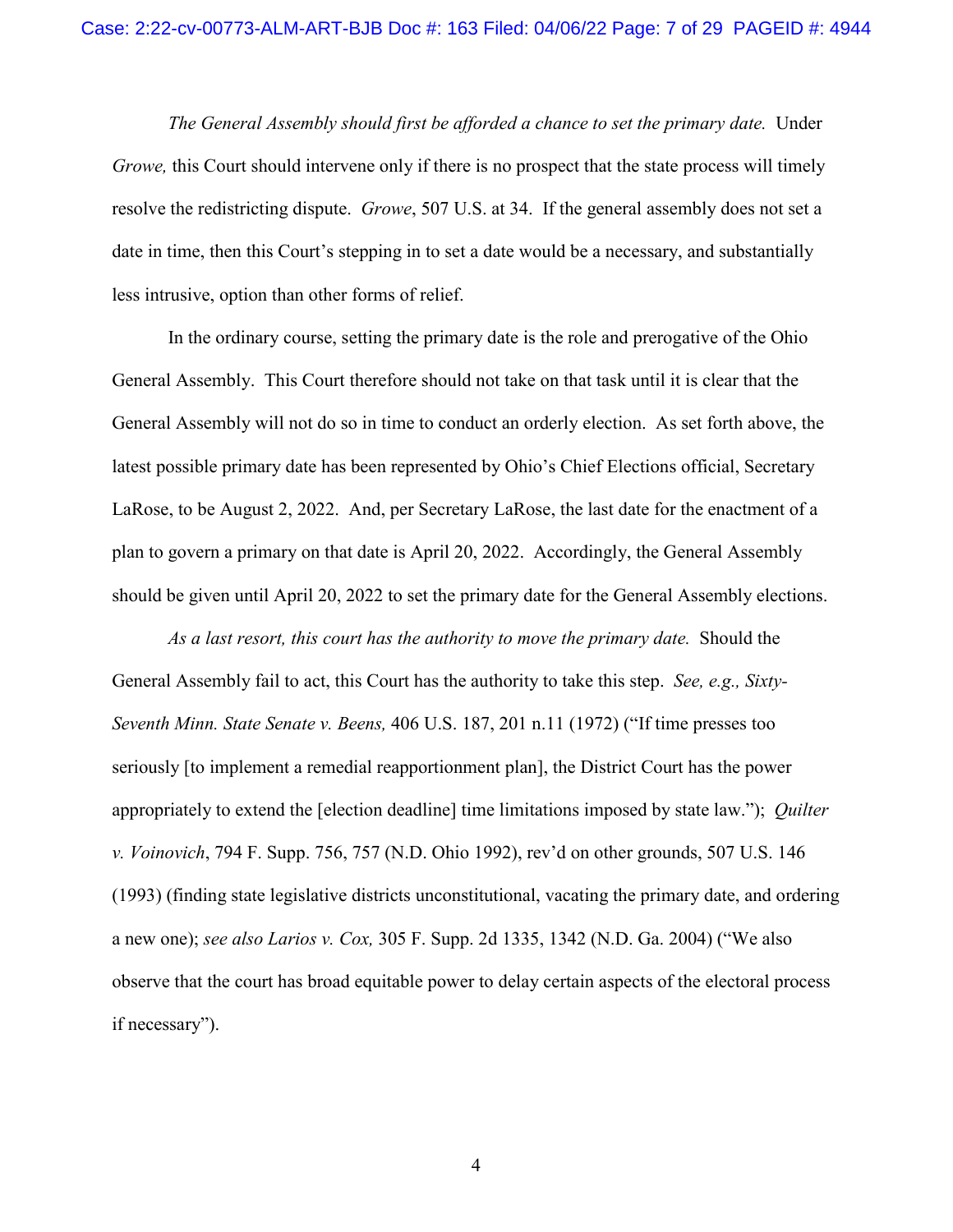*The General Assembly should first be afforded a chance to set the primary date.* Under *Growe,* this Court should intervene only if there is no prospect that the state process will timely resolve the redistricting dispute. *Growe*, 507 U.S. at 34. If the general assembly does not set a date in time, then this Court's stepping in to set a date would be a necessary, and substantially less intrusive, option than other forms of relief.

In the ordinary course, setting the primary date is the role and prerogative of the Ohio General Assembly. This Court therefore should not take on that task until it is clear that the General Assembly will not do so in time to conduct an orderly election. As set forth above, the latest possible primary date has been represented by Ohio's Chief Elections official, Secretary LaRose, to be August 2, 2022. And, per Secretary LaRose, the last date for the enactment of a plan to govern a primary on that date is April 20, 2022. Accordingly, the General Assembly should be given until April 20, 2022 to set the primary date for the General Assembly elections.

*As a last resort, this court has the authority to move the primary date.* Should the General Assembly fail to act, this Court has the authority to take this step. *See, e.g., Sixty-Seventh Minn. State Senate v. Beens,* 406 U.S. 187, 201 n.11 (1972) ("If time presses too seriously [to implement a remedial reapportionment plan], the District Court has the power appropriately to extend the [election deadline] time limitations imposed by state law."); *Quilter v. Voinovich*, 794 F. Supp. 756, 757 (N.D. Ohio 1992), rev'd on other grounds, 507 U.S. 146 (1993) (finding state legislative districts unconstitutional, vacating the primary date, and ordering a new one); *see also Larios v. Cox,* 305 F. Supp. 2d 1335, 1342 (N.D. Ga. 2004) ("We also observe that the court has broad equitable power to delay certain aspects of the electoral process if necessary").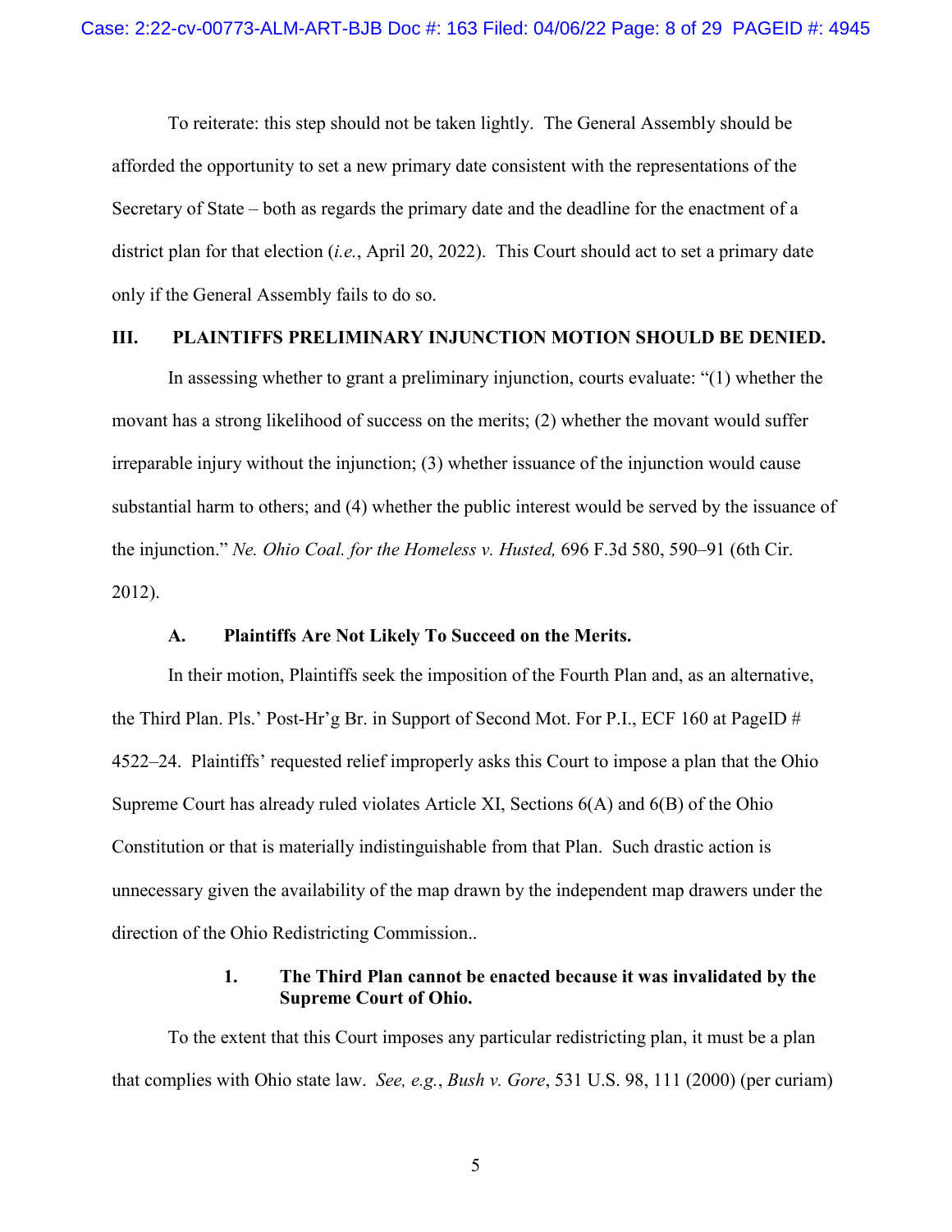To reiterate: this step should not be taken lightly. The General Assembly should be afforded the opportunity to set a new primary date consistent with the representations of the Secretary of State – both as regards the primary date and the deadline for the enactment of a district plan for that election (*i.e.*, April 20, 2022). This Court should act to set a primary date only if the General Assembly fails to do so.

## III. PLAINTIFFS PRELIMINARY INJUNCTION MOTION SHOULD BE DENIED.

In assessing whether to grant a preliminary injunction, courts evaluate: "(1) whether the movant has a strong likelihood of success on the merits; (2) whether the movant would suffer irreparable injury without the injunction; (3) whether issuance of the injunction would cause substantial harm to others; and (4) whether the public interest would be served by the issuance of the injunction." *Ne. Ohio Coal. for the Homeless v. Husted,* 696 F.3d 580, 590–91 (6th Cir. 2012).

### A. Plaintiffs Are Not Likely To Succeed on the Merits.

In their motion, Plaintiffs seek the imposition of the Fourth Plan and, as an alternative, the Third Plan. Pls.' Post-Hr'g Br. in Support of Second Mot. For P.I., ECF 160 at PageID # 4522–24. Plaintiffs' requested relief improperly asks this Court to impose a plan that the Ohio Supreme Court has already ruled violates Article XI, Sections 6(A) and 6(B) of the Ohio Constitution or that is materially indistinguishable from that Plan. Such drastic action is unnecessary given the availability of the map drawn by the independent map drawers under the direction of the Ohio Redistricting Commission..

#### 1. The Third Plan cannot be enacted because it was invalidated by the Supreme Court of Ohio.

To the extent that this Court imposes any particular redistricting plan, it must be a plan that complies with Ohio state law. *See, e.g.*, *Bush v. Gore*, 531 U.S. 98, 111 (2000) (per curiam)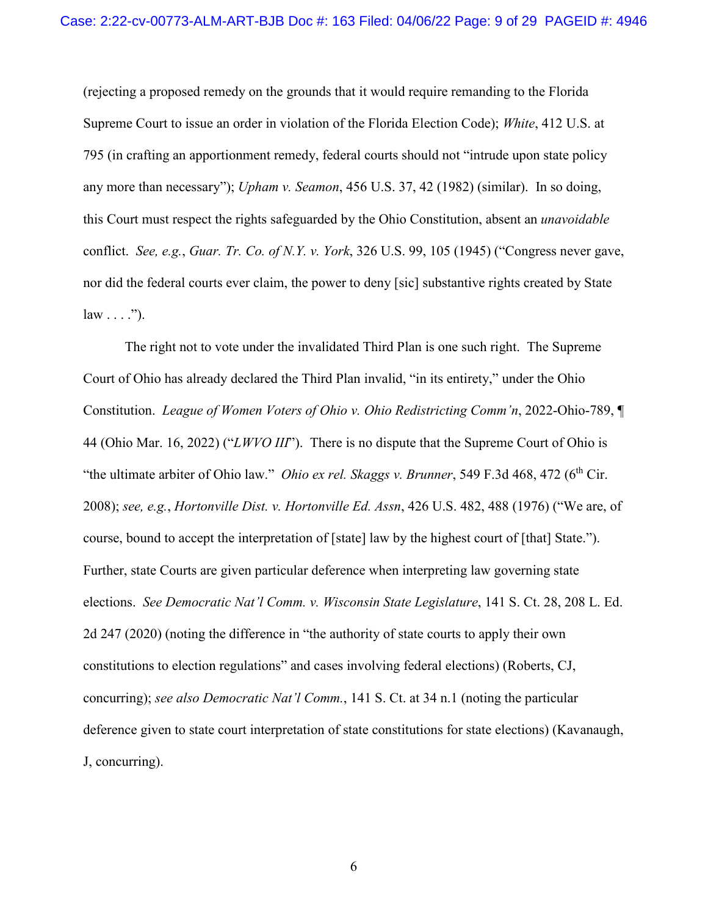(rejecting a proposed remedy on the grounds that it would require remanding to the Florida Supreme Court to issue an order in violation of the Florida Election Code); *White*, 412 U.S. at 795 (in crafting an apportionment remedy, federal courts should not "intrude upon state policy any more than necessary"); *Upham v. Seamon*, 456 U.S. 37, 42 (1982) (similar). In so doing, this Court must respect the rights safeguarded by the Ohio Constitution, absent an *unavoidable* conflict. *See, e.g.*, *Guar. Tr. Co. of N.Y. v. York*, 326 U.S. 99, 105 (1945) ("Congress never gave, nor did the federal courts ever claim, the power to deny [sic] substantive rights created by State law . . . .").

The right not to vote under the invalidated Third Plan is one such right. The Supreme Court of Ohio has already declared the Third Plan invalid, "in its entirety," under the Ohio Constitution. *League of Women Voters of Ohio v. Ohio Redistricting Comm'n*, 2022-Ohio-789, ¶ 44 (Ohio Mar. 16, 2022) ("*LWVO III*"). There is no dispute that the Supreme Court of Ohio is "the ultimate arbiter of Ohio law." *Ohio ex rel. Skaggs v. Brunner*, 549 F.3d 468, 472 (6th Cir. 2008); *see, e.g.*, *Hortonville Dist. v. Hortonville Ed. Assn*, 426 U.S. 482, 488 (1976) ("We are, of course, bound to accept the interpretation of [state] law by the highest court of [that] State."). Further, state Courts are given particular deference when interpreting law governing state elections. *See Democratic Nat'l Comm. v. Wisconsin State Legislature*, 141 S. Ct. 28, 208 L. Ed. 2d 247 (2020) (noting the difference in "the authority of state courts to apply their own constitutions to election regulations" and cases involving federal elections) (Roberts, CJ, concurring); *see also Democratic Nat'l Comm.*, 141 S. Ct. at 34 n.1 (noting the particular deference given to state court interpretation of state constitutions for state elections) (Kavanaugh, J, concurring).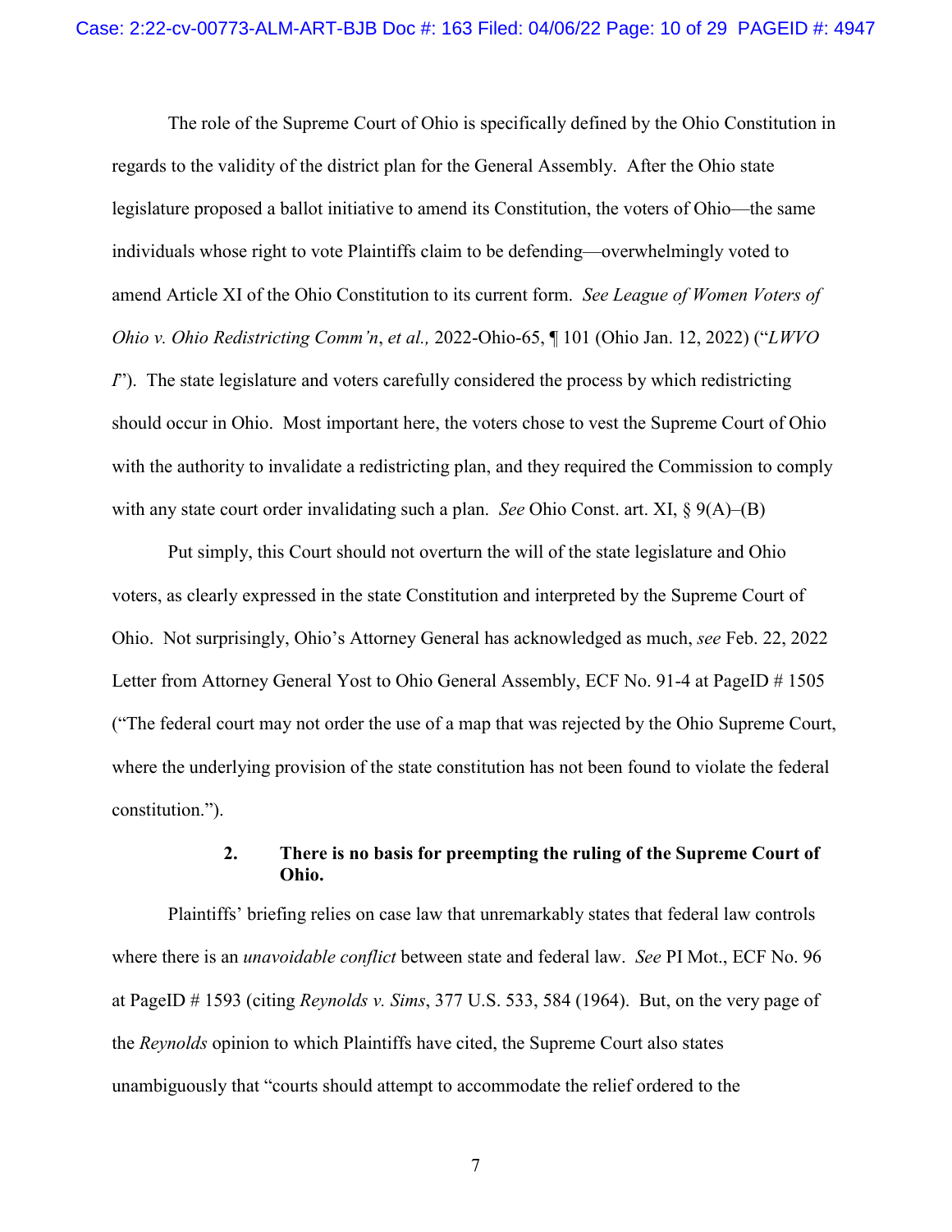The role of the Supreme Court of Ohio is specifically defined by the Ohio Constitution in regards to the validity of the district plan for the General Assembly. After the Ohio state legislature proposed a ballot initiative to amend its Constitution, the voters of Ohio—the same individuals whose right to vote Plaintiffs claim to be defending—overwhelmingly voted to amend Article XI of the Ohio Constitution to its current form. *See League of Women Voters of Ohio v. Ohio Redistricting Comm'n*, *et al.,* 2022-Ohio-65, ¶ 101 (Ohio Jan. 12, 2022) ("*LWVO I*"). The state legislature and voters carefully considered the process by which redistricting should occur in Ohio. Most important here, the voters chose to vest the Supreme Court of Ohio with the authority to invalidate a redistricting plan, and they required the Commission to comply with any state court order invalidating such a plan. *See* Ohio Const. art. XI, § 9(A)–(B)

Put simply, this Court should not overturn the will of the state legislature and Ohio voters, as clearly expressed in the state Constitution and interpreted by the Supreme Court of Ohio. Not surprisingly, Ohio's Attorney General has acknowledged as much, *see* Feb. 22, 2022 Letter from Attorney General Yost to Ohio General Assembly, ECF No. 91-4 at PageID # 1505 ("The federal court may not order the use of a map that was rejected by the Ohio Supreme Court, where the underlying provision of the state constitution has not been found to violate the federal constitution.").

### 2. There is no basis for preempting the ruling of the Supreme Court of Ohio.

Plaintiffs' briefing relies on case law that unremarkably states that federal law controls where there is an *unavoidable conflict* between state and federal law. *See* PI Mot., ECF No. 96 at PageID # 1593 (citing *Reynolds v. Sims*, 377 U.S. 533, 584 (1964). But, on the very page of the *Reynolds* opinion to which Plaintiffs have cited, the Supreme Court also states unambiguously that "courts should attempt to accommodate the relief ordered to the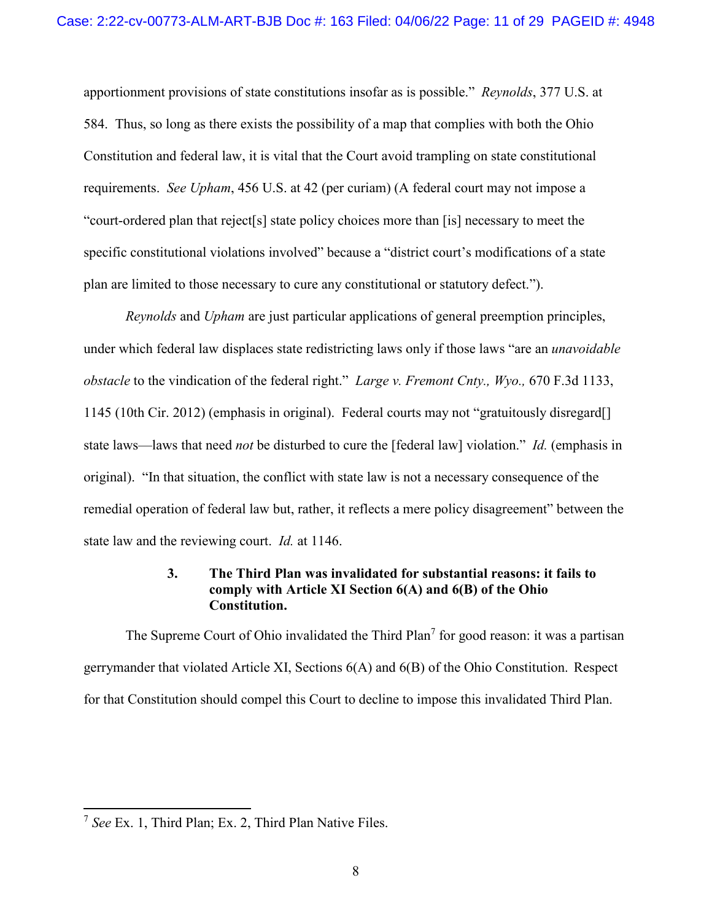apportionment provisions of state constitutions insofar as is possible." *Reynolds*, 377 U.S. at 584. Thus, so long as there exists the possibility of a map that complies with both the Ohio Constitution and federal law, it is vital that the Court avoid trampling on state constitutional requirements. *See Upham*, 456 U.S. at 42 (per curiam) (A federal court may not impose a "court-ordered plan that reject[s] state policy choices more than [is] necessary to meet the specific constitutional violations involved" because a "district court's modifications of a state plan are limited to those necessary to cure any constitutional or statutory defect.").

*Reynolds* and *Upham* are just particular applications of general preemption principles, under which federal law displaces state redistricting laws only if those laws "are an *unavoidable obstacle* to the vindication of the federal right." *Large v. Fremont Cnty., Wyo.,* 670 F.3d 1133, 1145 (10th Cir. 2012) (emphasis in original). Federal courts may not "gratuitously disregard[] state laws—laws that need *not* be disturbed to cure the [federal law] violation." *Id.* (emphasis in original). "In that situation, the conflict with state law is not a necessary consequence of the remedial operation of federal law but, rather, it reflects a mere policy disagreement" between the state law and the reviewing court. *Id.* at 1146.

### 3. The Third Plan was invalidated for substantial reasons: it fails to comply with Article XI Section 6(A) and 6(B) of the Ohio Constitution.

The Supreme Court of Ohio invalidated the Third Plan[7] for good reason: it was a partisan gerrymander that violated Article XI, Sections 6(A) and 6(B) of the Ohio Constitution. Respect for that Constitution should compel this Court to decline to impose this invalidated Third Plan.

[7] *See* Ex. 1, Third Plan; Ex. 2, Third Plan Native Files.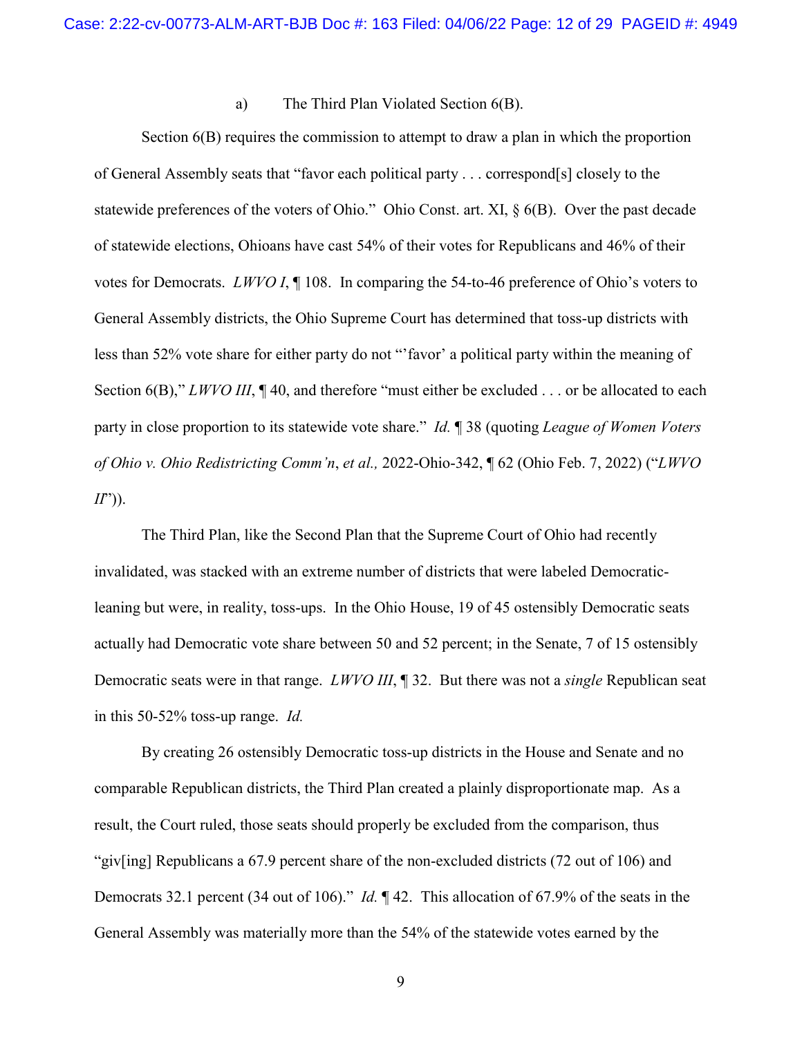a) The Third Plan Violated Section 6(B).

Section 6(B) requires the commission to attempt to draw a plan in which the proportion of General Assembly seats that "favor each political party . . . correspond[s] closely to the statewide preferences of the voters of Ohio." Ohio Const. art. XI, § 6(B). Over the past decade of statewide elections, Ohioans have cast 54% of their votes for Republicans and 46% of their votes for Democrats. *LWVO I*, ¶ 108. In comparing the 54-to-46 preference of Ohio's voters to General Assembly districts, the Ohio Supreme Court has determined that toss-up districts with less than 52% vote share for either party do not "'favor' a political party within the meaning of Section 6(B)," *LWVO III*, ¶ 40, and therefore "must either be excluded . . . or be allocated to each party in close proportion to its statewide vote share." *Id.* ¶ 38 (quoting *League of Women Voters of Ohio v. Ohio Redistricting Comm'n*, *et al.,* 2022-Ohio-342, ¶ 62 (Ohio Feb. 7, 2022) ("*LWVO II*")).

The Third Plan, like the Second Plan that the Supreme Court of Ohio had recently invalidated, was stacked with an extreme number of districts that were labeled Democratic-leaning but were, in reality, toss-ups. In the Ohio House, 19 of 45 ostensibly Democratic seats actually had Democratic vote share between 50 and 52 percent; in the Senate, 7 of 15 ostensibly Democratic seats were in that range. *LWVO III*, ¶ 32. But there was not a *single* Republican seat in this 50-52% toss-up range. *Id.*

By creating 26 ostensibly Democratic toss-up districts in the House and Senate and no comparable Republican districts, the Third Plan created a plainly disproportionate map. As a result, the Court ruled, those seats should properly be excluded from the comparison, thus "giv[ing] Republicans a 67.9 percent share of the non-excluded districts (72 out of 106) and Democrats 32.1 percent (34 out of 106)." *Id.* ¶ 42. This allocation of 67.9% of the seats in the General Assembly was materially more than the 54% of the statewide votes earned by the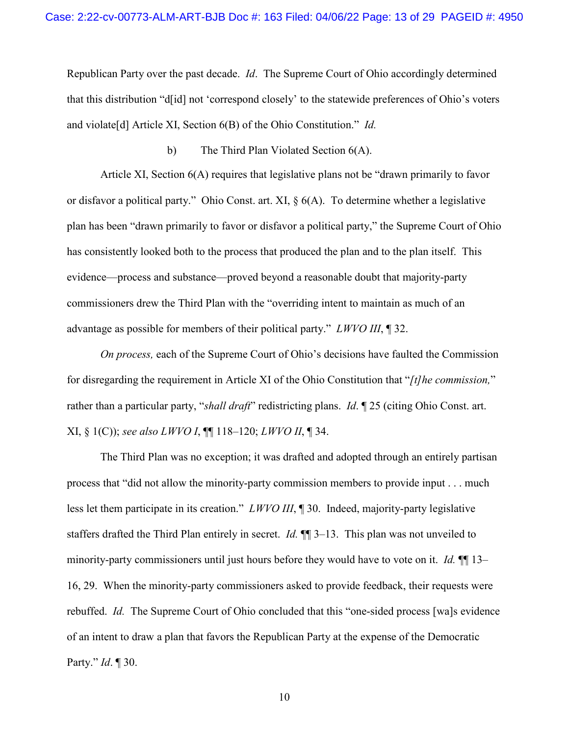Republican Party over the past decade. *Id*. The Supreme Court of Ohio accordingly determined that this distribution "d[id] not 'correspond closely' to the statewide preferences of Ohio's voters and violate[d] Article XI, Section 6(B) of the Ohio Constitution." *Id.*

b) The Third Plan Violated Section 6(A).

Article XI, Section 6(A) requires that legislative plans not be "drawn primarily to favor or disfavor a political party." Ohio Const. art. XI, § 6(A). To determine whether a legislative plan has been "drawn primarily to favor or disfavor a political party," the Supreme Court of Ohio has consistently looked both to the process that produced the plan and to the plan itself. This evidence—process and substance—proved beyond a reasonable doubt that majority-party commissioners drew the Third Plan with the "overriding intent to maintain as much of an advantage as possible for members of their political party." *LWVO III*, ¶ 32.

*On process,* each of the Supreme Court of Ohio's decisions have faulted the Commission for disregarding the requirement in Article XI of the Ohio Constitution that "*[t]he commission,*" rather than a particular party, "*shall draft*" redistricting plans. *Id*. ¶ 25 (citing Ohio Const. art. XI, § 1(C)); *see also LWVO I*, ¶¶ 118–120; *LWVO II*, ¶ 34.

The Third Plan was no exception; it was drafted and adopted through an entirely partisan process that "did not allow the minority-party commission members to provide input . . . much less let them participate in its creation." *LWVO III*, ¶ 30. Indeed, majority-party legislative staffers drafted the Third Plan entirely in secret. *Id.* ¶¶ 3–13. This plan was not unveiled to minority-party commissioners until just hours before they would have to vote on it. *Id.* ¶¶ 13–16, 29. When the minority-party commissioners asked to provide feedback, their requests were rebuffed. *Id.* The Supreme Court of Ohio concluded that this "one-sided process [wa]s evidence of an intent to draw a plan that favors the Republican Party at the expense of the Democratic Party." *Id*. ¶ 30.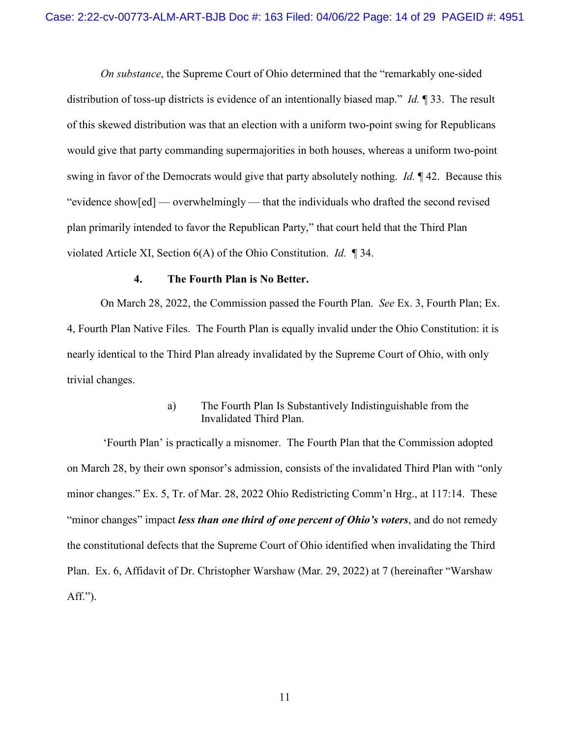*On substance*, the Supreme Court of Ohio determined that the "remarkably one-sided distribution of toss-up districts is evidence of an intentionally biased map." *Id.* ¶ 33. The result of this skewed distribution was that an election with a uniform two-point swing for Republicans would give that party commanding supermajorities in both houses, whereas a uniform two-point swing in favor of the Democrats would give that party absolutely nothing. *Id.* ¶ 42. Because this "evidence show[ed] — overwhelmingly — that the individuals who drafted the second revised plan primarily intended to favor the Republican Party," that court held that the Third Plan violated Article XI, Section 6(A) of the Ohio Constitution. *Id.* ¶ 34.

### 4. The Fourth Plan is No Better.

On March 28, 2022, the Commission passed the Fourth Plan. *See* Ex. 3, Fourth Plan; Ex. 4, Fourth Plan Native Files. The Fourth Plan is equally invalid under the Ohio Constitution: it is nearly identical to the Third Plan already invalidated by the Supreme Court of Ohio, with only trivial changes.

#### a) The Fourth Plan Is Substantively Indistinguishable from the Invalidated Third Plan.

'Fourth Plan' is practically a misnomer. The Fourth Plan that the Commission adopted on March 28, by their own sponsor's admission, consists of the invalidated Third Plan with "only minor changes." Ex. 5, Tr. of Mar. 28, 2022 Ohio Redistricting Comm'n Hrg., at 117:14. These "minor changes" impact ***less than one third of one percent of Ohio's voters***, and do not remedy the constitutional defects that the Supreme Court of Ohio identified when invalidating the Third Plan. Ex. 6, Affidavit of Dr. Christopher Warshaw (Mar. 29, 2022) at 7 (hereinafter "Warshaw Aff.").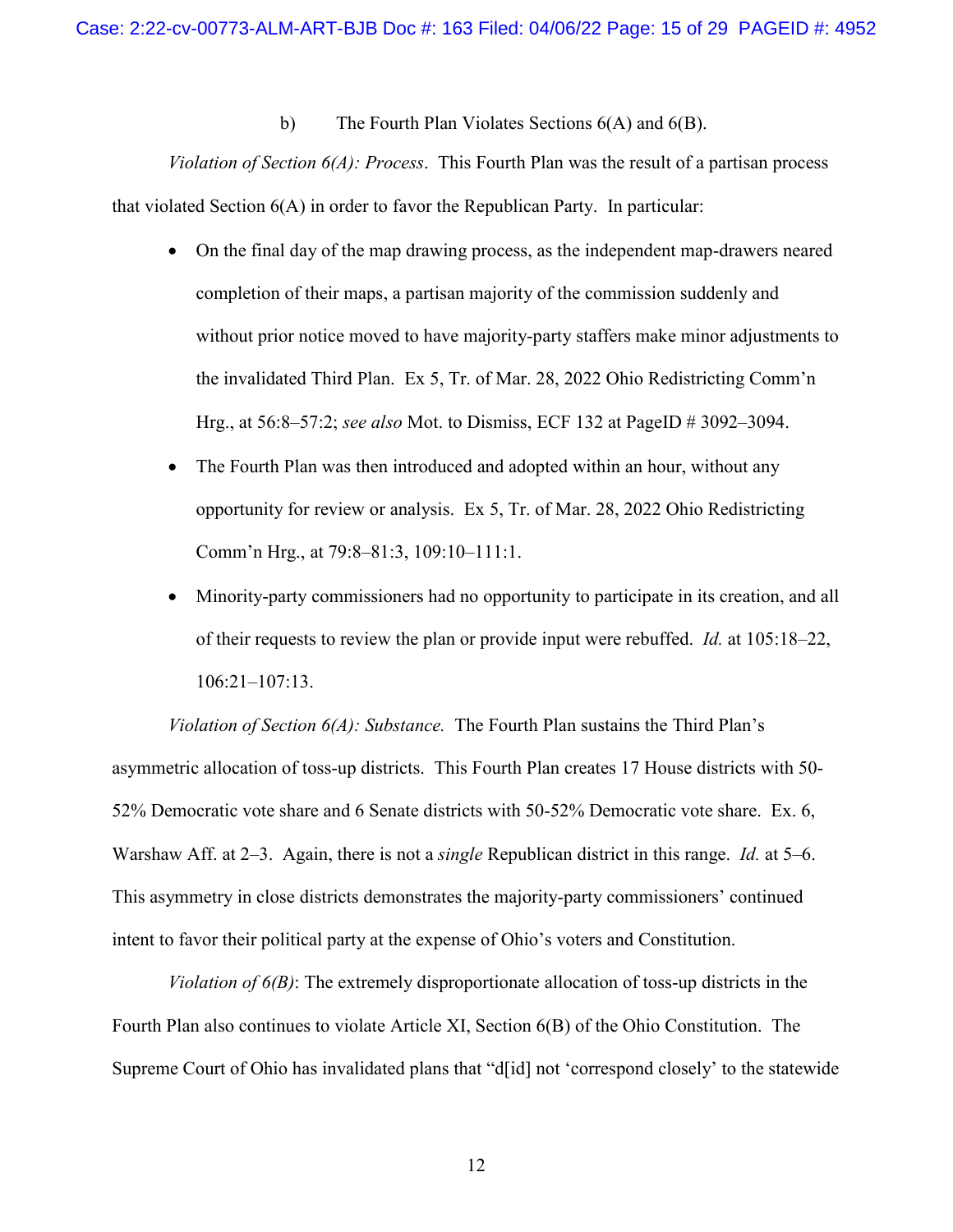b) The Fourth Plan Violates Sections 6(A) and 6(B).

*Violation of Section 6(A): Process*. This Fourth Plan was the result of a partisan process that violated Section 6(A) in order to favor the Republican Party. In particular:

- On the final day of the map drawing process, as the independent map-drawers neared completion of their maps, a partisan majority of the commission suddenly and without prior notice moved to have majority-party staffers make minor adjustments to the invalidated Third Plan. Ex 5, Tr. of Mar. 28, 2022 Ohio Redistricting Comm'n Hrg., at 56:8–57:2; *see also* Mot. to Dismiss, ECF 132 at PageID # 3092–3094.
- The Fourth Plan was then introduced and adopted within an hour, without any opportunity for review or analysis. Ex 5, Tr. of Mar. 28, 2022 Ohio Redistricting Comm'n Hrg., at 79:8–81:3, 109:10–111:1.
- Minority-party commissioners had no opportunity to participate in its creation, and all of their requests to review the plan or provide input were rebuffed. *Id.* at 105:18–22, 106:21–107:13.

*Violation of Section 6(A): Substance.* The Fourth Plan sustains the Third Plan's asymmetric allocation of toss-up districts. This Fourth Plan creates 17 House districts with 50-52% Democratic vote share and 6 Senate districts with 50-52% Democratic vote share. Ex. 6, Warshaw Aff. at 2–3. Again, there is not a *single* Republican district in this range. *Id.* at 5–6. This asymmetry in close districts demonstrates the majority-party commissioners' continued intent to favor their political party at the expense of Ohio's voters and Constitution.

*Violation of 6(B)*: The extremely disproportionate allocation of toss-up districts in the Fourth Plan also continues to violate Article XI, Section 6(B) of the Ohio Constitution. The Supreme Court of Ohio has invalidated plans that "d[id] not 'correspond closely' to the statewide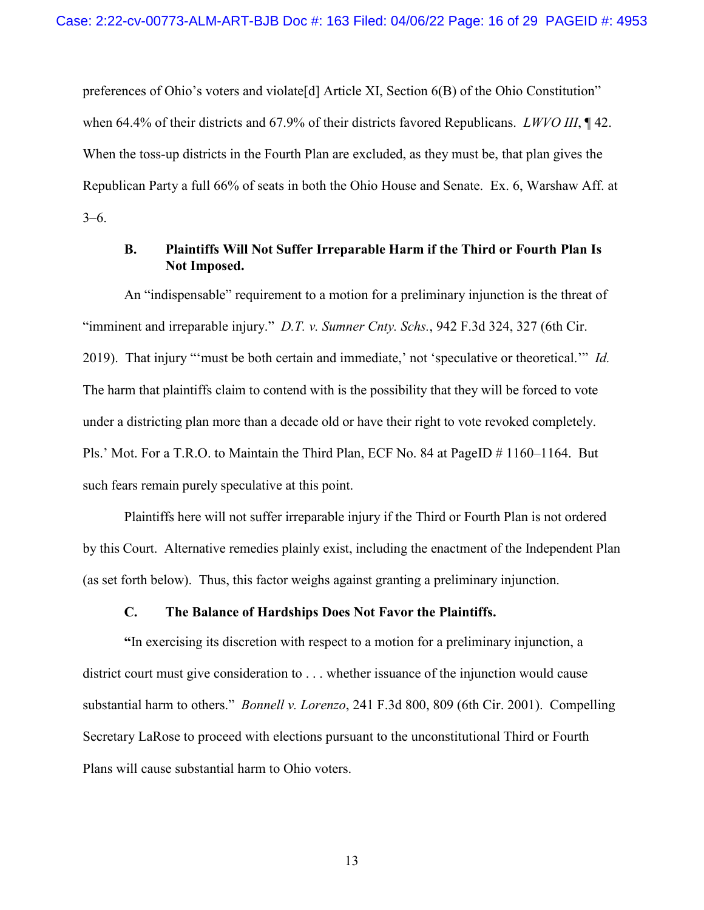preferences of Ohio's voters and violate[d] Article XI, Section 6(B) of the Ohio Constitution" when 64.4% of their districts and 67.9% of their districts favored Republicans. *LWVO III*, ¶ 42. When the toss-up districts in the Fourth Plan are excluded, as they must be, that plan gives the Republican Party a full 66% of seats in both the Ohio House and Senate. Ex. 6, Warshaw Aff. at 3–6.

### B. Plaintiffs Will Not Suffer Irreparable Harm if the Third or Fourth Plan Is Not Imposed.

An "indispensable" requirement to a motion for a preliminary injunction is the threat of "imminent and irreparable injury." *D.T. v. Sumner Cnty. Schs.*, 942 F.3d 324, 327 (6th Cir. 2019). That injury "'must be both certain and immediate,' not 'speculative or theoretical.'" *Id.* The harm that plaintiffs claim to contend with is the possibility that they will be forced to vote under a districting plan more than a decade old or have their right to vote revoked completely. Pls.' Mot. For a T.R.O. to Maintain the Third Plan, ECF No. 84 at PageID # 1160–1164. But such fears remain purely speculative at this point.

Plaintiffs here will not suffer irreparable injury if the Third or Fourth Plan is not ordered by this Court. Alternative remedies plainly exist, including the enactment of the Independent Plan (as set forth below). Thus, this factor weighs against granting a preliminary injunction.

### C. The Balance of Hardships Does Not Favor the Plaintiffs.

"In exercising its discretion with respect to a motion for a preliminary injunction, a district court must give consideration to . . . whether issuance of the injunction would cause substantial harm to others." *Bonnell v. Lorenzo*, 241 F.3d 800, 809 (6th Cir. 2001). Compelling Secretary LaRose to proceed with elections pursuant to the unconstitutional Third or Fourth Plans will cause substantial harm to Ohio voters.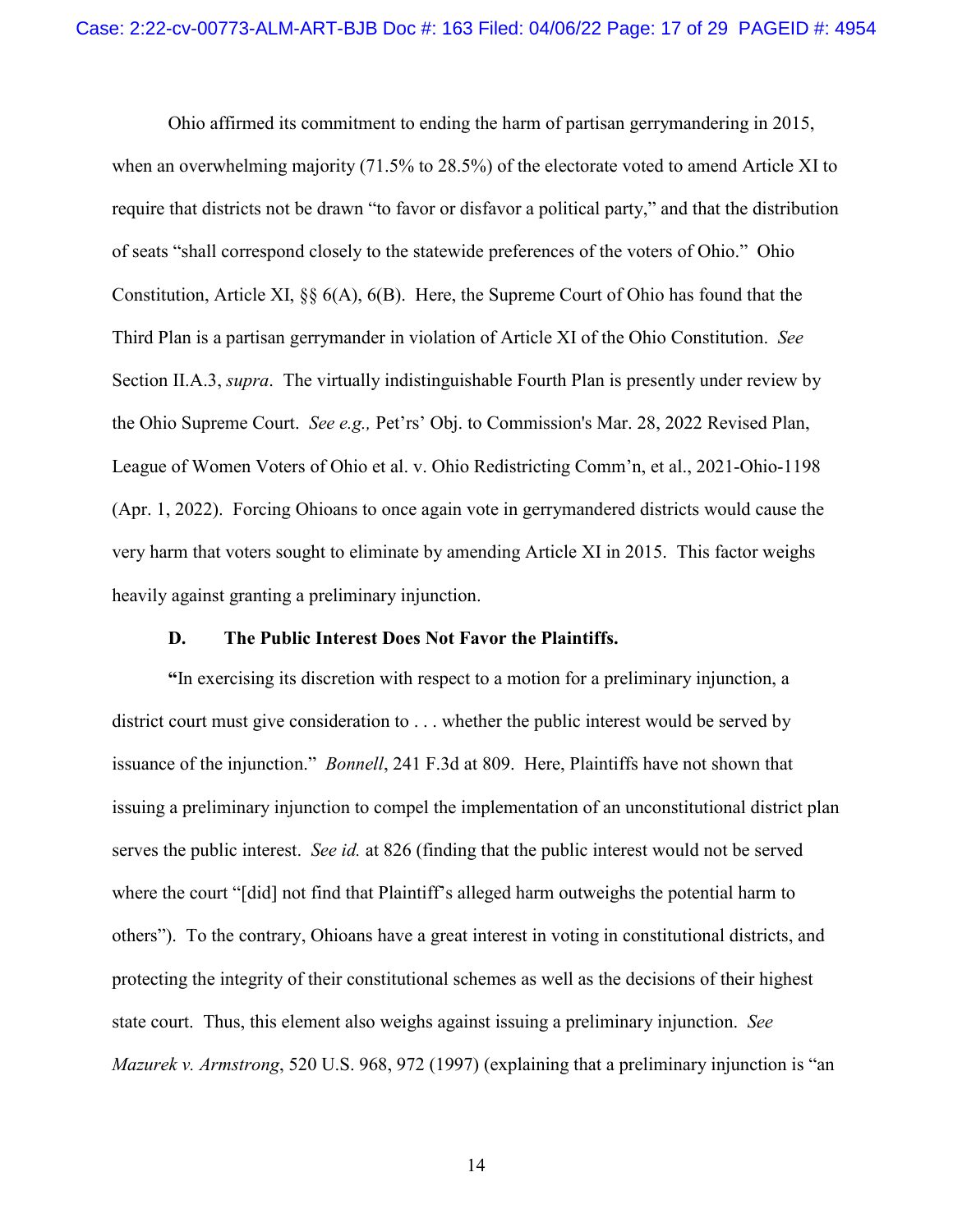Ohio affirmed its commitment to ending the harm of partisan gerrymandering in 2015, when an overwhelming majority (71.5% to 28.5%) of the electorate voted to amend Article XI to require that districts not be drawn "to favor or disfavor a political party," and that the distribution of seats "shall correspond closely to the statewide preferences of the voters of Ohio." Ohio Constitution, Article XI, §§ 6(A), 6(B). Here, the Supreme Court of Ohio has found that the Third Plan is a partisan gerrymander in violation of Article XI of the Ohio Constitution. *See* Section II.A.3, *supra*. The virtually indistinguishable Fourth Plan is presently under review by the Ohio Supreme Court. *See e.g.,* Pet'rs' Obj. to Commission's Mar. 28, 2022 Revised Plan, League of Women Voters of Ohio et al. v. Ohio Redistricting Comm'n, et al., 2021-Ohio-1198 (Apr. 1, 2022). Forcing Ohioans to once again vote in gerrymandered districts would cause the very harm that voters sought to eliminate by amending Article XI in 2015. This factor weighs heavily against granting a preliminary injunction.

### D. The Public Interest Does Not Favor the Plaintiffs.

"In exercising its discretion with respect to a motion for a preliminary injunction, a district court must give consideration to . . . whether the public interest would be served by issuance of the injunction." *Bonnell*, 241 F.3d at 809. Here, Plaintiffs have not shown that issuing a preliminary injunction to compel the implementation of an unconstitutional district plan serves the public interest. *See id.* at 826 (finding that the public interest would not be served where the court "[did] not find that Plaintiff's alleged harm outweighs the potential harm to others"). To the contrary, Ohioans have a great interest in voting in constitutional districts, and protecting the integrity of their constitutional schemes as well as the decisions of their highest state court. Thus, this element also weighs against issuing a preliminary injunction. *See Mazurek v. Armstrong*, 520 U.S. 968, 972 (1997) (explaining that a preliminary injunction is "an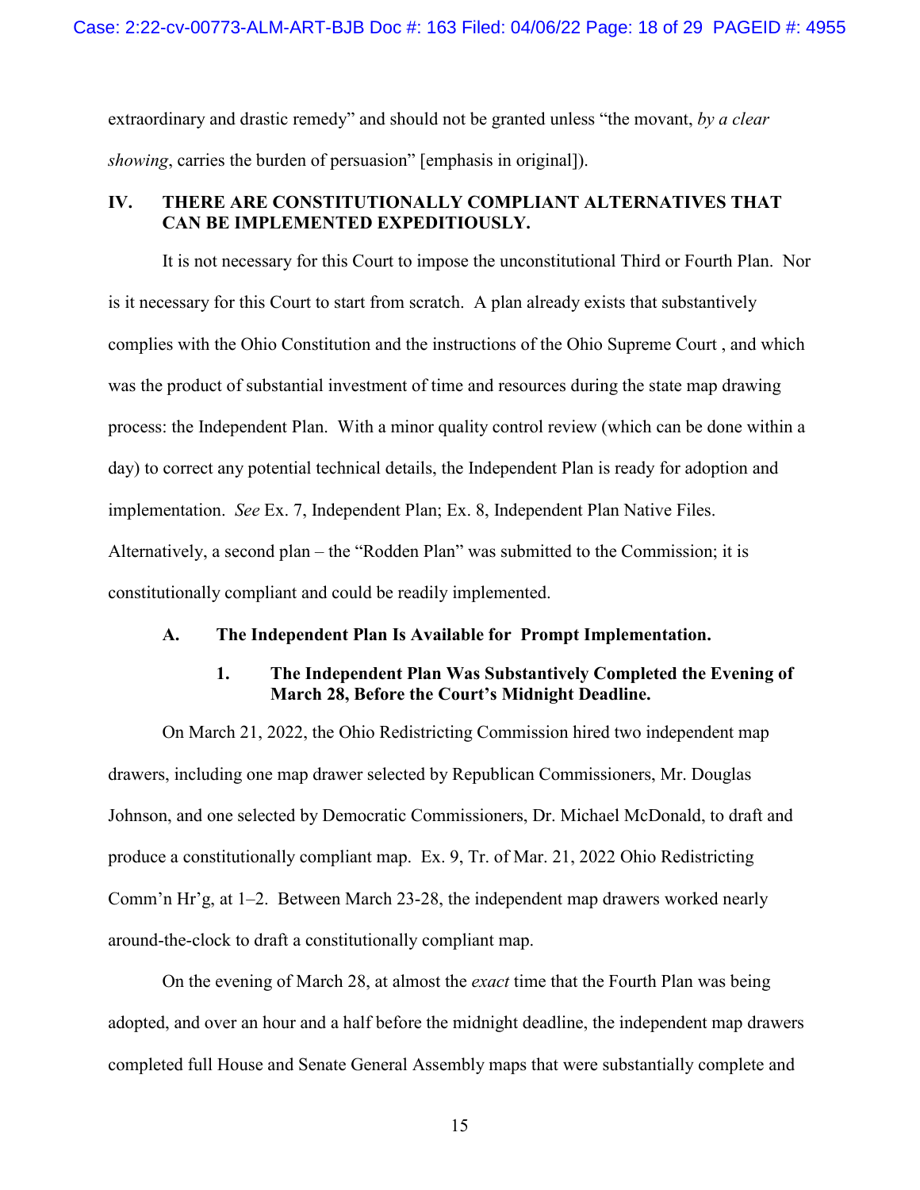extraordinary and drastic remedy" and should not be granted unless "the movant, *by a clear showing*, carries the burden of persuasion" [emphasis in original]).

## IV. THERE ARE CONSTITUTIONALLY COMPLIANT ALTERNATIVES THAT CAN BE IMPLEMENTED EXPEDITIOUSLY.

It is not necessary for this Court to impose the unconstitutional Third or Fourth Plan. Nor is it necessary for this Court to start from scratch. A plan already exists that substantively complies with the Ohio Constitution and the instructions of the Ohio Supreme Court , and which was the product of substantial investment of time and resources during the state map drawing process: the Independent Plan. With a minor quality control review (which can be done within a day) to correct any potential technical details, the Independent Plan is ready for adoption and implementation. *See* Ex. 7, Independent Plan; Ex. 8, Independent Plan Native Files. Alternatively, a second plan – the "Rodden Plan" was submitted to the Commission; it is constitutionally compliant and could be readily implemented.

### A. The Independent Plan Is Available for Prompt Implementation.

#### 1. The Independent Plan Was Substantively Completed the Evening of March 28, Before the Court's Midnight Deadline.

On March 21, 2022, the Ohio Redistricting Commission hired two independent map drawers, including one map drawer selected by Republican Commissioners, Mr. Douglas Johnson, and one selected by Democratic Commissioners, Dr. Michael McDonald, to draft and produce a constitutionally compliant map. Ex. 9, Tr. of Mar. 21, 2022 Ohio Redistricting Comm'n Hr'g, at 1–2. Between March 23-28, the independent map drawers worked nearly around-the-clock to draft a constitutionally compliant map.

On the evening of March 28, at almost the *exact* time that the Fourth Plan was being adopted, and over an hour and a half before the midnight deadline, the independent map drawers completed full House and Senate General Assembly maps that were substantially complete and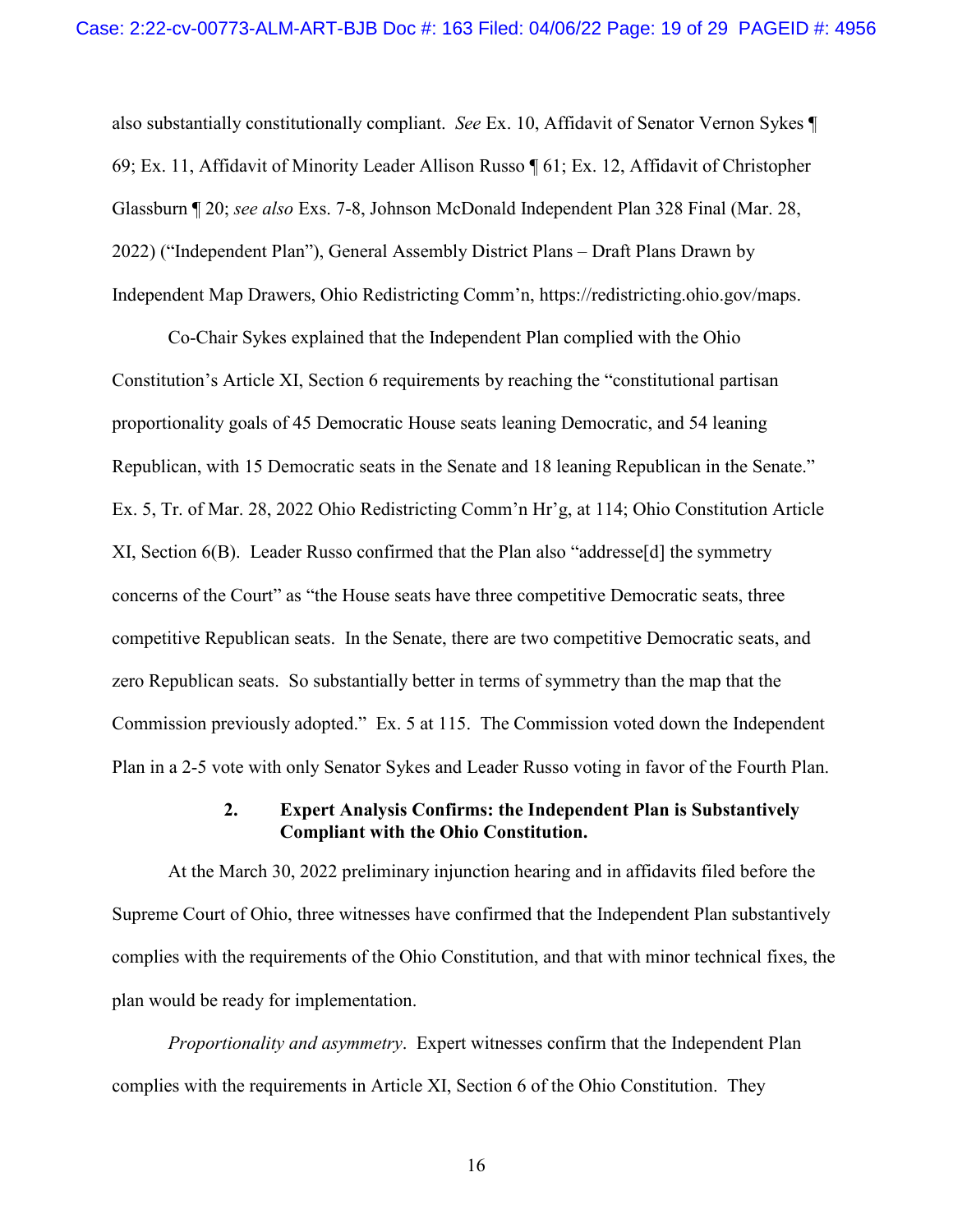also substantially constitutionally compliant. *See* Ex. 10, Affidavit of Senator Vernon Sykes ¶ 69; Ex. 11, Affidavit of Minority Leader Allison Russo ¶ 61; Ex. 12, Affidavit of Christopher Glassburn ¶ 20; *see also* Exs. 7-8, Johnson McDonald Independent Plan 328 Final (Mar. 28, 2022) ("Independent Plan"), General Assembly District Plans – Draft Plans Drawn by Independent Map Drawers, Ohio Redistricting Comm'n, https://redistricting.ohio.gov/maps.

Co-Chair Sykes explained that the Independent Plan complied with the Ohio Constitution's Article XI, Section 6 requirements by reaching the "constitutional partisan proportionality goals of 45 Democratic House seats leaning Democratic, and 54 leaning Republican, with 15 Democratic seats in the Senate and 18 leaning Republican in the Senate." Ex. 5, Tr. of Mar. 28, 2022 Ohio Redistricting Comm'n Hr'g, at 114; Ohio Constitution Article XI, Section 6(B). Leader Russo confirmed that the Plan also "addresse[d] the symmetry concerns of the Court" as "the House seats have three competitive Democratic seats, three competitive Republican seats. In the Senate, there are two competitive Democratic seats, and zero Republican seats. So substantially better in terms of symmetry than the map that the Commission previously adopted." Ex. 5 at 115. The Commission voted down the Independent Plan in a 2-5 vote with only Senator Sykes and Leader Russo voting in favor of the Fourth Plan.

### 2. Expert Analysis Confirms: the Independent Plan is Substantively Compliant with the Ohio Constitution.

At the March 30, 2022 preliminary injunction hearing and in affidavits filed before the Supreme Court of Ohio, three witnesses have confirmed that the Independent Plan substantively complies with the requirements of the Ohio Constitution, and that with minor technical fixes, the plan would be ready for implementation.

*Proportionality and asymmetry*. Expert witnesses confirm that the Independent Plan complies with the requirements in Article XI, Section 6 of the Ohio Constitution. They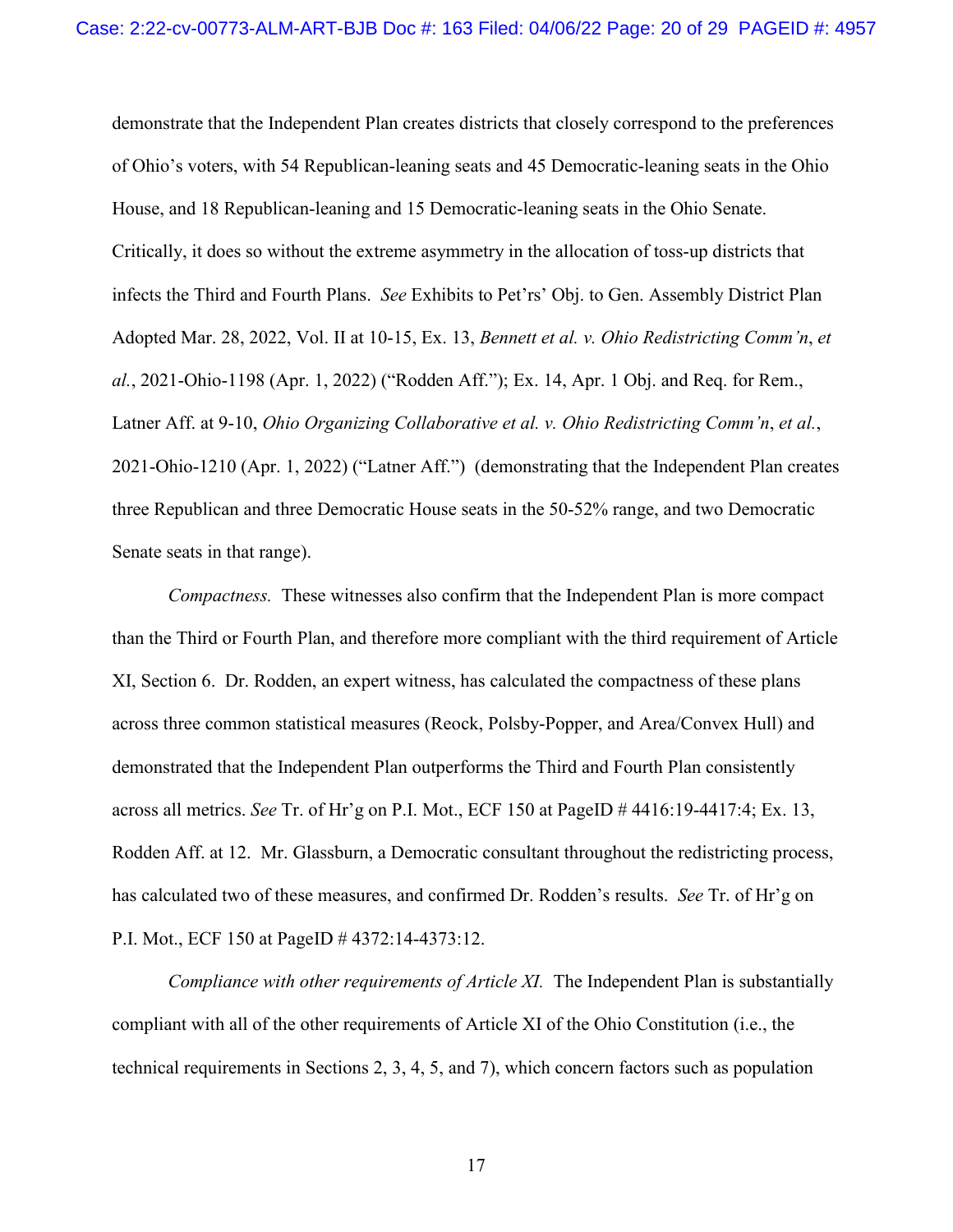demonstrate that the Independent Plan creates districts that closely correspond to the preferences of Ohio's voters, with 54 Republican-leaning seats and 45 Democratic-leaning seats in the Ohio House, and 18 Republican-leaning and 15 Democratic-leaning seats in the Ohio Senate. Critically, it does so without the extreme asymmetry in the allocation of toss-up districts that infects the Third and Fourth Plans. *See* Exhibits to Pet'rs' Obj. to Gen. Assembly District Plan Adopted Mar. 28, 2022, Vol. II at 10-15, Ex. 13, *Bennett et al. v. Ohio Redistricting Comm'n*, *et al.*, 2021-Ohio-1198 (Apr. 1, 2022) ("Rodden Aff."); Ex. 14, Apr. 1 Obj. and Req. for Rem., Latner Aff. at 9-10, *Ohio Organizing Collaborative et al. v. Ohio Redistricting Comm'n*, *et al.*, 2021-Ohio-1210 (Apr. 1, 2022) ("Latner Aff.") (demonstrating that the Independent Plan creates three Republican and three Democratic House seats in the 50-52% range, and two Democratic Senate seats in that range).

*Compactness.* These witnesses also confirm that the Independent Plan is more compact than the Third or Fourth Plan, and therefore more compliant with the third requirement of Article XI, Section 6. Dr. Rodden, an expert witness, has calculated the compactness of these plans across three common statistical measures (Reock, Polsby-Popper, and Area/Convex Hull) and demonstrated that the Independent Plan outperforms the Third and Fourth Plan consistently across all metrics. *See* Tr. of Hr'g on P.I. Mot., ECF 150 at PageID # 4416:19-4417:4; Ex. 13, Rodden Aff. at 12. Mr. Glassburn, a Democratic consultant throughout the redistricting process, has calculated two of these measures, and confirmed Dr. Rodden's results. *See* Tr. of Hr'g on P.I. Mot., ECF 150 at PageID # 4372:14-4373:12.

*Compliance with other requirements of Article XI.* The Independent Plan is substantially compliant with all of the other requirements of Article XI of the Ohio Constitution (i.e., the technical requirements in Sections 2, 3, 4, 5, and 7), which concern factors such as population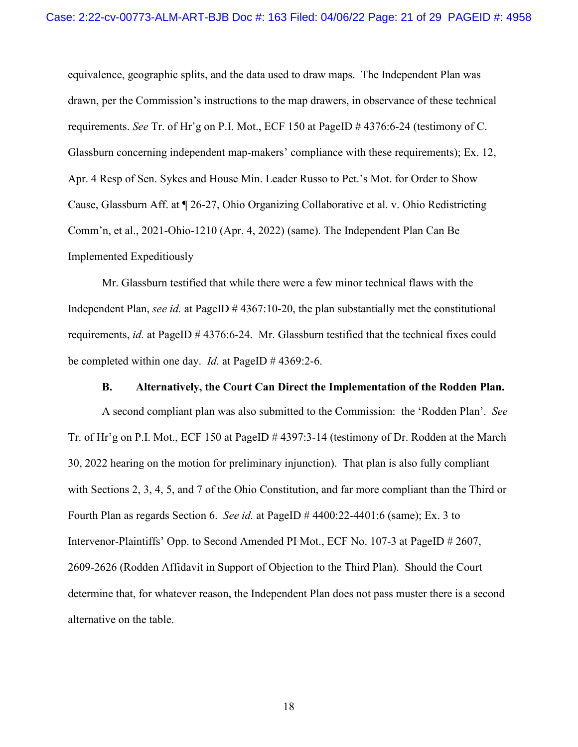equivalence, geographic splits, and the data used to draw maps. The Independent Plan was drawn, per the Commission's instructions to the map drawers, in observance of these technical requirements. *See* Tr. of Hr'g on P.I. Mot., ECF 150 at PageID # 4376:6-24 (testimony of C. Glassburn concerning independent map-makers' compliance with these requirements); Ex. 12, Apr. 4 Resp of Sen. Sykes and House Min. Leader Russo to Pet.'s Mot. for Order to Show Cause, Glassburn Aff. at ¶ 26-27, Ohio Organizing Collaborative et al. v. Ohio Redistricting Comm'n, et al., 2021-Ohio-1210 (Apr. 4, 2022) (same). The Independent Plan Can Be Implemented Expeditiously

Mr. Glassburn testified that while there were a few minor technical flaws with the Independent Plan, *see id.* at PageID # 4367:10-20, the plan substantially met the constitutional requirements, *id.* at PageID # 4376:6-24. Mr. Glassburn testified that the technical fixes could be completed within one day. *Id.* at PageID # 4369:2-6.

**B. Alternatively, the Court Can Direct the Implementation of the Rodden Plan.**

A second compliant plan was also submitted to the Commission: the 'Rodden Plan'. *See* Tr. of Hr'g on P.I. Mot., ECF 150 at PageID # 4397:3-14 (testimony of Dr. Rodden at the March 30, 2022 hearing on the motion for preliminary injunction). That plan is also fully compliant with Sections 2, 3, 4, 5, and 7 of the Ohio Constitution, and far more compliant than the Third or Fourth Plan as regards Section 6. *See id.* at PageID # 4400:22-4401:6 (same); Ex. 3 to Intervenor-Plaintiffs' Opp. to Second Amended PI Mot., ECF No. 107-3 at PageID # 2607, 2609-2626 (Rodden Affidavit in Support of Objection to the Third Plan). Should the Court determine that, for whatever reason, the Independent Plan does not pass muster there is a second alternative on the table.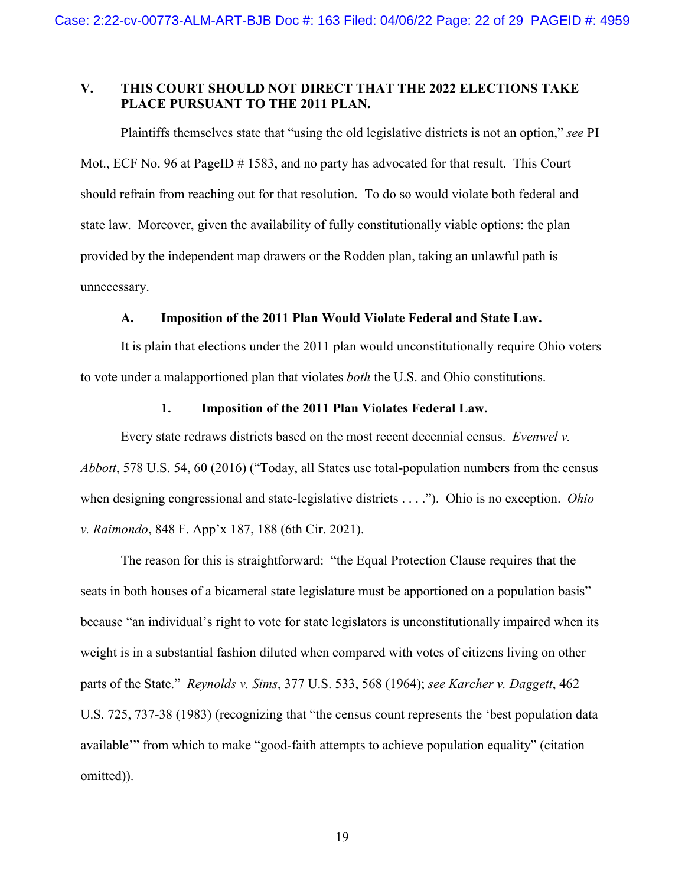## V. THIS COURT SHOULD NOT DIRECT THAT THE 2022 ELECTIONS TAKE PLACE PURSUANT TO THE 2011 PLAN.

Plaintiffs themselves state that "using the old legislative districts is not an option," *see* PI Mot., ECF No. 96 at PageID # 1583, and no party has advocated for that result. This Court should refrain from reaching out for that resolution. To do so would violate both federal and state law. Moreover, given the availability of fully constitutionally viable options: the plan provided by the independent map drawers or the Rodden plan, taking an unlawful path is unnecessary.

### A. Imposition of the 2011 Plan Would Violate Federal and State Law.

It is plain that elections under the 2011 plan would unconstitutionally require Ohio voters to vote under a malapportioned plan that violates *both* the U.S. and Ohio constitutions.

#### 1. Imposition of the 2011 Plan Violates Federal Law.

Every state redraws districts based on the most recent decennial census. *Evenwel v. Abbott*, 578 U.S. 54, 60 (2016) ("Today, all States use total-population numbers from the census when designing congressional and state-legislative districts . . . ."). Ohio is no exception. *Ohio v. Raimondo*, 848 F. App'x 187, 188 (6th Cir. 2021).

The reason for this is straightforward: "the Equal Protection Clause requires that the seats in both houses of a bicameral state legislature must be apportioned on a population basis" because "an individual's right to vote for state legislators is unconstitutionally impaired when its weight is in a substantial fashion diluted when compared with votes of citizens living on other parts of the State." *Reynolds v. Sims*, 377 U.S. 533, 568 (1964); *see Karcher v. Daggett*, 462 U.S. 725, 737-38 (1983) (recognizing that "the census count represents the 'best population data available'" from which to make "good-faith attempts to achieve population equality" (citation omitted)).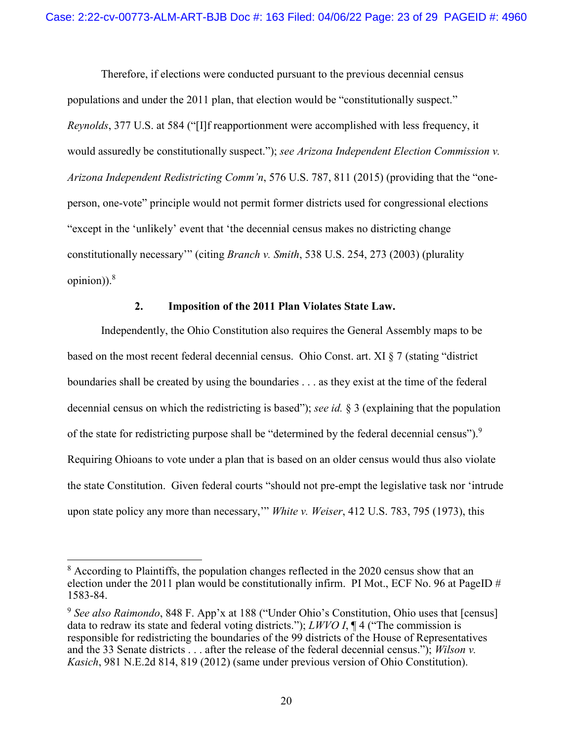Therefore, if elections were conducted pursuant to the previous decennial census populations and under the 2011 plan, that election would be "constitutionally suspect." *Reynolds*, 377 U.S. at 584 ("[I]f reapportionment were accomplished with less frequency, it would assuredly be constitutionally suspect."); *see Arizona Independent Election Commission v. Arizona Independent Redistricting Comm'n*, 576 U.S. 787, 811 (2015) (providing that the "one-person, one-vote" principle would not permit former districts used for congressional elections "except in the 'unlikely' event that 'the decennial census makes no districting change constitutionally necessary'" (citing *Branch v. Smith*, 538 U.S. 254, 273 (2003) (plurality opinion)).[8]

### 2. Imposition of the 2011 Plan Violates State Law.

Independently, the Ohio Constitution also requires the General Assembly maps to be based on the most recent federal decennial census. Ohio Const. art. XI § 7 (stating "district boundaries shall be created by using the boundaries . . . as they exist at the time of the federal decennial census on which the redistricting is based"); *see id.* § 3 (explaining that the population of the state for redistricting purpose shall be "determined by the federal decennial census").[9] Requiring Ohioans to vote under a plan that is based on an older census would thus also violate the state Constitution. Given federal courts "should not pre-empt the legislative task nor 'intrude upon state policy any more than necessary,'" *White v. Weiser*, 412 U.S. 783, 795 (1973), this

---

[8] According to Plaintiffs, the population changes reflected in the 2020 census show that an election under the 2011 plan would be constitutionally infirm. PI Mot., ECF No. 96 at PageID # 1583-84.

[9] *See also Raimondo*, 848 F. App'x at 188 ("Under Ohio's Constitution, Ohio uses that [census] data to redraw its state and federal voting districts."); *LWVO I*, ¶ 4 ("The commission is responsible for redistricting the boundaries of the 99 districts of the House of Representatives and the 33 Senate districts . . . after the release of the federal decennial census."); *Wilson v. Kasich*, 981 N.E.2d 814, 819 (2012) (same under previous version of Ohio Constitution).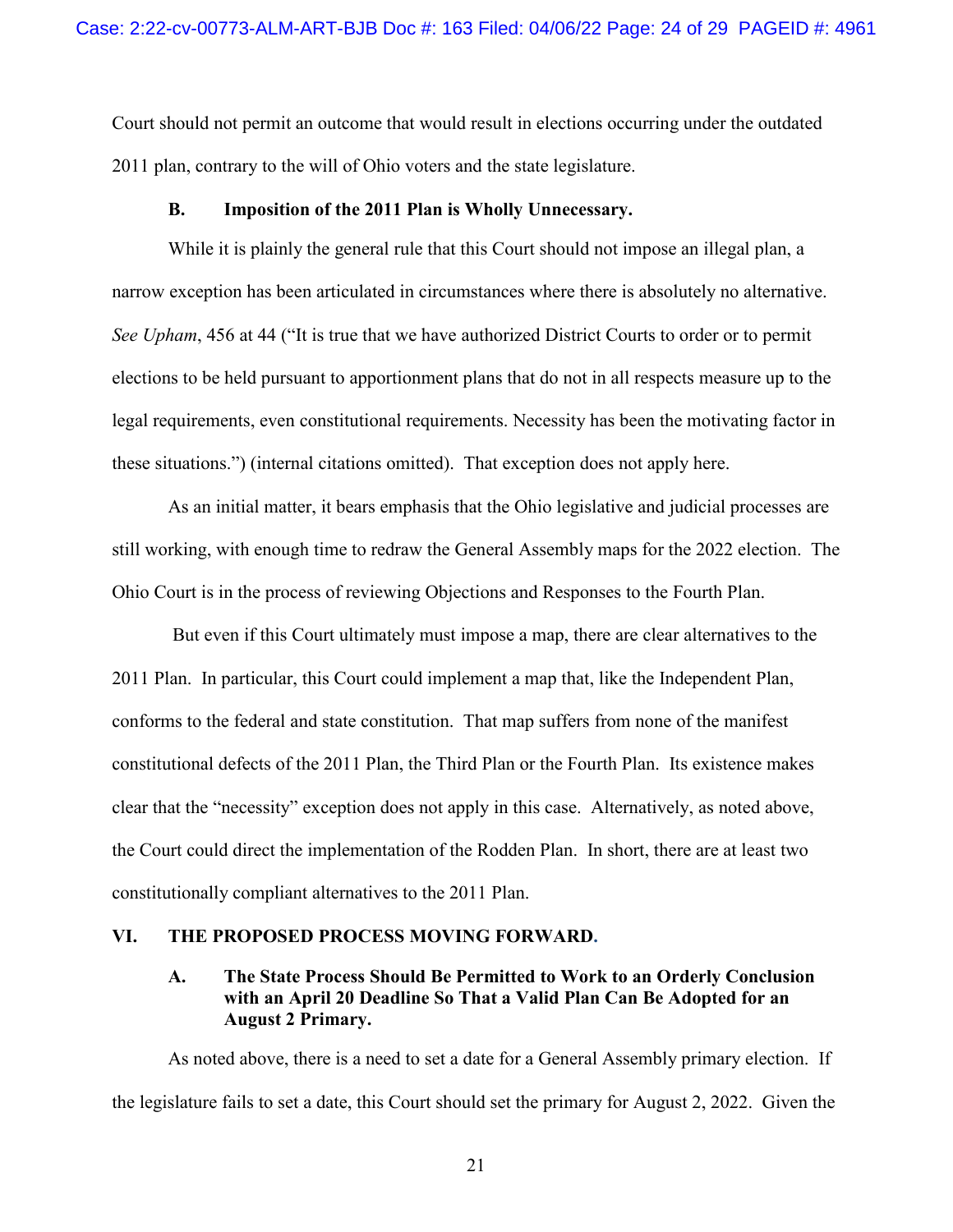Court should not permit an outcome that would result in elections occurring under the outdated 2011 plan, contrary to the will of Ohio voters and the state legislature.

### B. Imposition of the 2011 Plan is Wholly Unnecessary.

While it is plainly the general rule that this Court should not impose an illegal plan, a narrow exception has been articulated in circumstances where there is absolutely no alternative. *See Upham*, 456 at 44 ("It is true that we have authorized District Courts to order or to permit elections to be held pursuant to apportionment plans that do not in all respects measure up to the legal requirements, even constitutional requirements. Necessity has been the motivating factor in these situations.") (internal citations omitted). That exception does not apply here.

As an initial matter, it bears emphasis that the Ohio legislative and judicial processes are still working, with enough time to redraw the General Assembly maps for the 2022 election. The Ohio Court is in the process of reviewing Objections and Responses to the Fourth Plan.

But even if this Court ultimately must impose a map, there are clear alternatives to the 2011 Plan. In particular, this Court could implement a map that, like the Independent Plan, conforms to the federal and state constitution. That map suffers from none of the manifest constitutional defects of the 2011 Plan, the Third Plan or the Fourth Plan. Its existence makes clear that the "necessity" exception does not apply in this case. Alternatively, as noted above, the Court could direct the implementation of the Rodden Plan. In short, there are at least two constitutionally compliant alternatives to the 2011 Plan.

## VI. THE PROPOSED PROCESS MOVING FORWARD.

### A. The State Process Should Be Permitted to Work to an Orderly Conclusion with an April 20 Deadline So That a Valid Plan Can Be Adopted for an August 2 Primary.

As noted above, there is a need to set a date for a General Assembly primary election. If the legislature fails to set a date, this Court should set the primary for August 2, 2022. Given the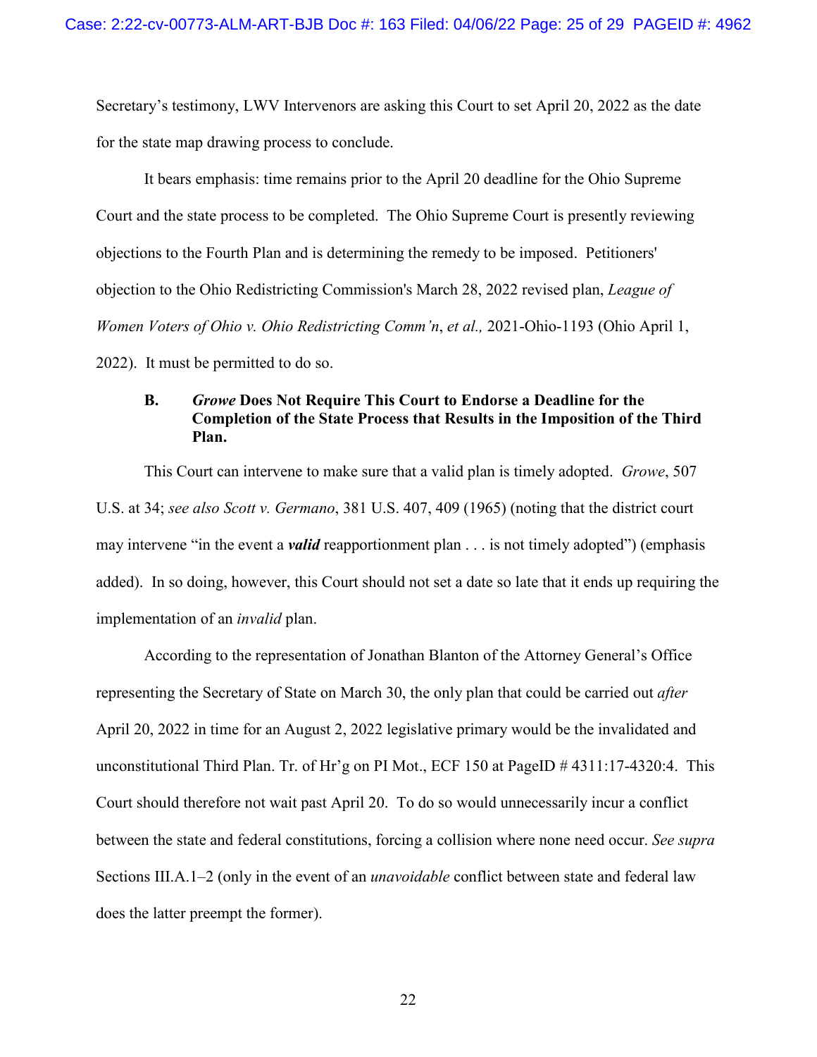Secretary's testimony, LWV Intervenors are asking this Court to set April 20, 2022 as the date for the state map drawing process to conclude.

It bears emphasis: time remains prior to the April 20 deadline for the Ohio Supreme Court and the state process to be completed. The Ohio Supreme Court is presently reviewing objections to the Fourth Plan and is determining the remedy to be imposed. Petitioners' objection to the Ohio Redistricting Commission's March 28, 2022 revised plan, *League of Women Voters of Ohio v. Ohio Redistricting Comm'n*, *et al.,* 2021-Ohio-1193 (Ohio April 1, 2022). It must be permitted to do so.

### B. *Growe* Does Not Require This Court to Endorse a Deadline for the Completion of the State Process that Results in the Imposition of the Third Plan.

This Court can intervene to make sure that a valid plan is timely adopted. *Growe*, 507 U.S. at 34; *see also Scott v. Germano*, 381 U.S. 407, 409 (1965) (noting that the district court may intervene "in the event a ***valid*** reapportionment plan . . . is not timely adopted") (emphasis added). In so doing, however, this Court should not set a date so late that it ends up requiring the implementation of an *invalid* plan.

According to the representation of Jonathan Blanton of the Attorney General's Office representing the Secretary of State on March 30, the only plan that could be carried out *after* April 20, 2022 in time for an August 2, 2022 legislative primary would be the invalidated and unconstitutional Third Plan. Tr. of Hr'g on PI Mot., ECF 150 at PageID # 4311:17-4320:4. This Court should therefore not wait past April 20. To do so would unnecessarily incur a conflict between the state and federal constitutions, forcing a collision where none need occur. *See supra* Sections III.A.1–2 (only in the event of an *unavoidable* conflict between state and federal law does the latter preempt the former).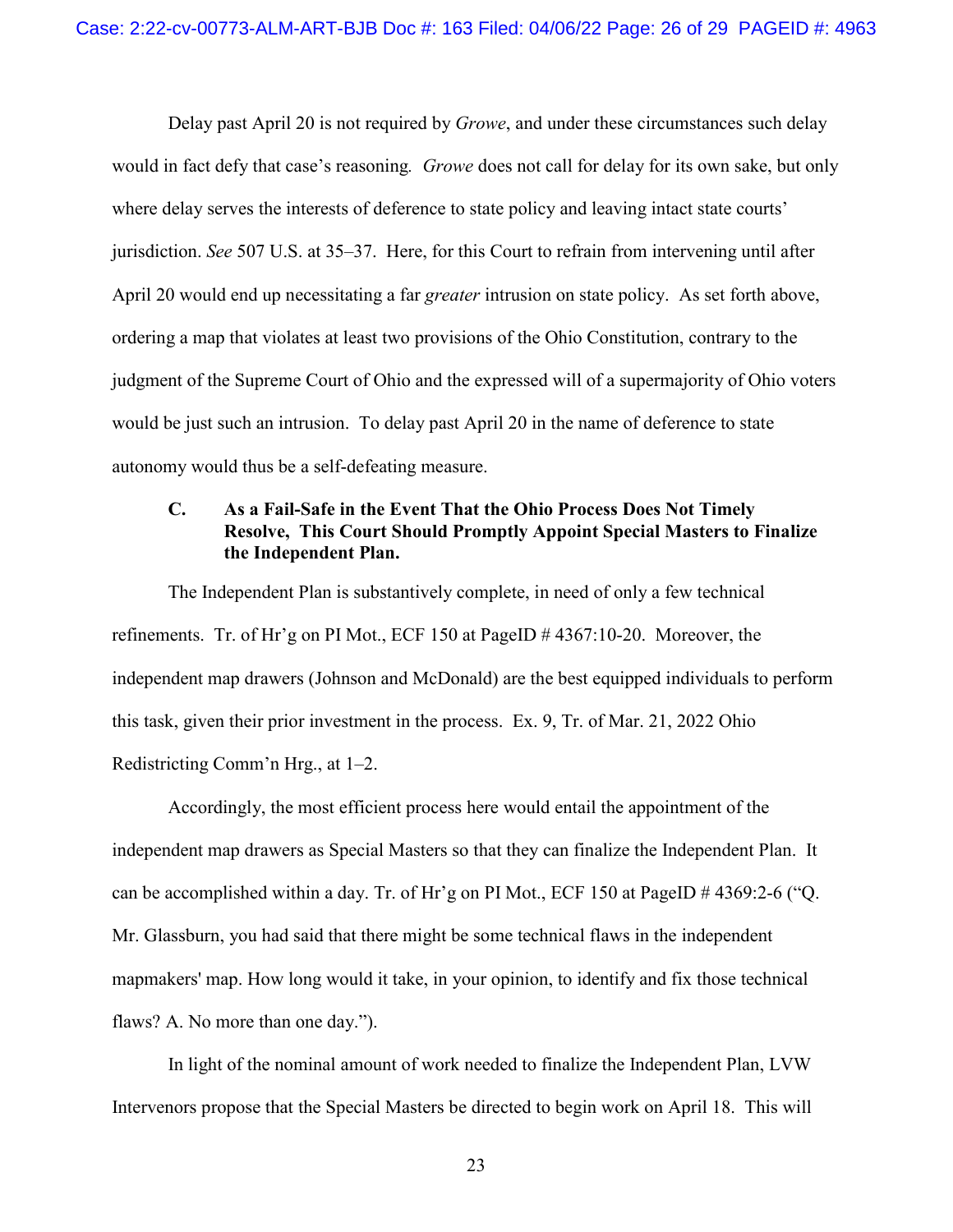Delay past April 20 is not required by *Growe*, and under these circumstances such delay would in fact defy that case's reasoning. *Growe* does not call for delay for its own sake, but only where delay serves the interests of deference to state policy and leaving intact state courts' jurisdiction. *See* 507 U.S. at 35–37. Here, for this Court to refrain from intervening until after April 20 would end up necessitating a far *greater* intrusion on state policy. As set forth above, ordering a map that violates at least two provisions of the Ohio Constitution, contrary to the judgment of the Supreme Court of Ohio and the expressed will of a supermajority of Ohio voters would be just such an intrusion. To delay past April 20 in the name of deference to state autonomy would thus be a self-defeating measure.

### C. As a Fail-Safe in the Event That the Ohio Process Does Not Timely Resolve, This Court Should Promptly Appoint Special Masters to Finalize the Independent Plan.

The Independent Plan is substantively complete, in need of only a few technical refinements. Tr. of Hr'g on PI Mot., ECF 150 at PageID # 4367:10-20. Moreover, the independent map drawers (Johnson and McDonald) are the best equipped individuals to perform this task, given their prior investment in the process. Ex. 9, Tr. of Mar. 21, 2022 Ohio Redistricting Comm'n Hrg., at 1–2.

Accordingly, the most efficient process here would entail the appointment of the independent map drawers as Special Masters so that they can finalize the Independent Plan. It can be accomplished within a day. Tr. of Hr'g on PI Mot., ECF 150 at PageID # 4369:2-6 ("Q. Mr. Glassburn, you had said that there might be some technical flaws in the independent mapmakers' map. How long would it take, in your opinion, to identify and fix those technical flaws? A. No more than one day.").

In light of the nominal amount of work needed to finalize the Independent Plan, LVW Intervenors propose that the Special Masters be directed to begin work on April 18. This will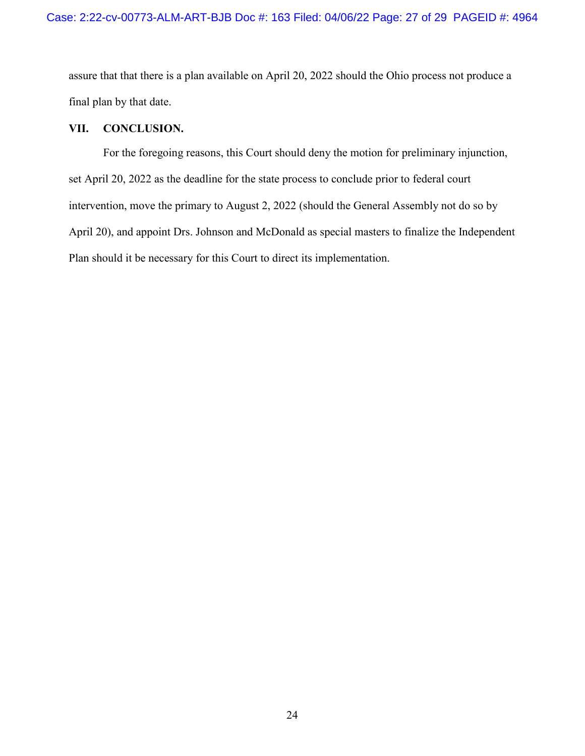assure that that there is a plan available on April 20, 2022 should the Ohio process not produce a final plan by that date.

## VII. CONCLUSION.

For the foregoing reasons, this Court should deny the motion for preliminary injunction, set April 20, 2022 as the deadline for the state process to conclude prior to federal court intervention, move the primary to August 2, 2022 (should the General Assembly not do so by April 20), and appoint Drs. Johnson and McDonald as special masters to finalize the Independent Plan should it be necessary for this Court to direct its implementation.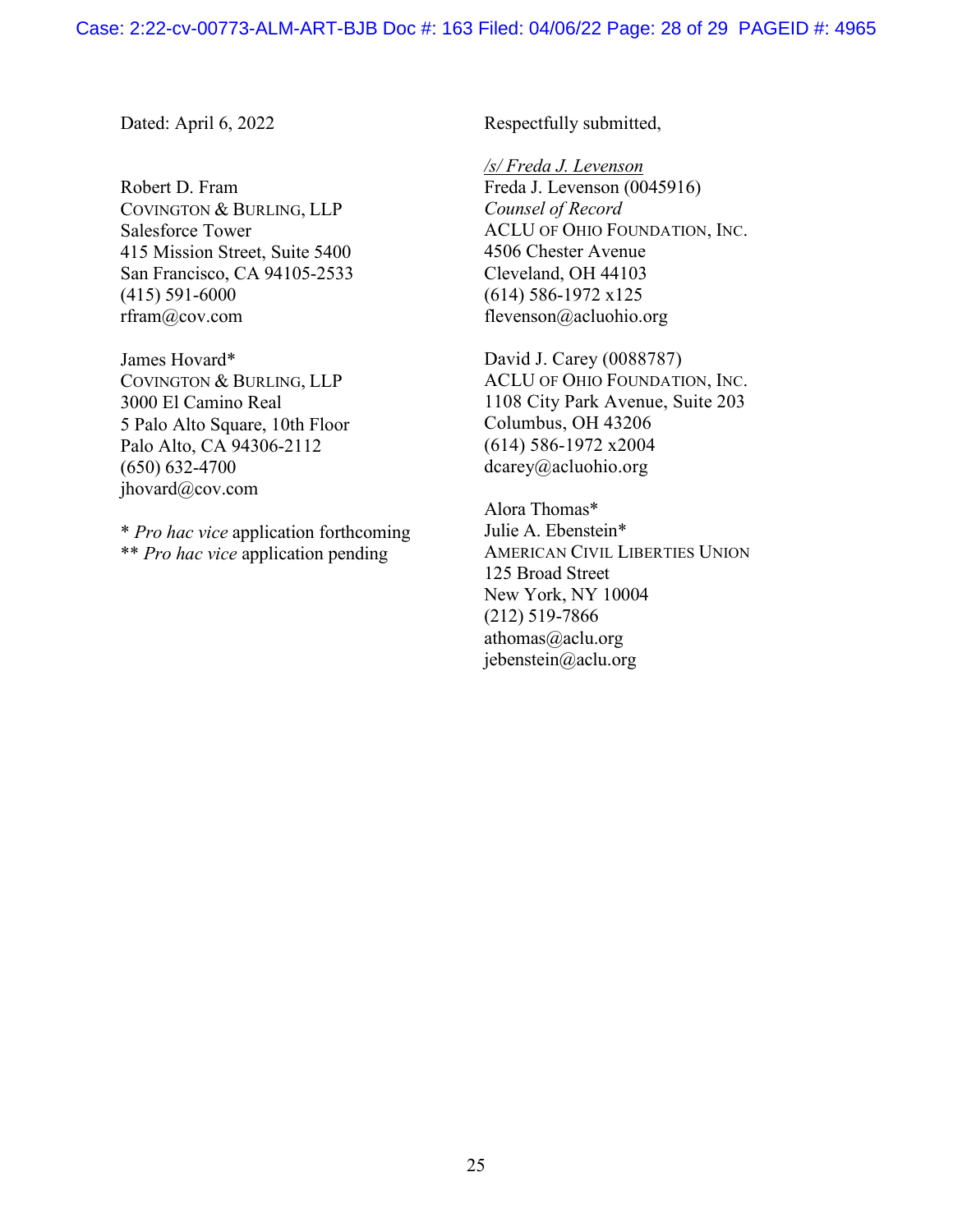Dated: April 6, 2022

Respectfully submitted,

*/s/ Freda J. Levenson*
Freda J. Levenson (0045916)
*Counsel of Record*
ACLU OF OHIO FOUNDATION, INC.
4506 Chester Avenue
Cleveland, OH 44103
(614) 586-1972 x125
flevenson@acluohio.org

David J. Carey (0088787)
ACLU OF OHIO FOUNDATION, INC.
1108 City Park Avenue, Suite 203
Columbus, OH 43206
(614) 586-1972 x2004
dcarey@acluohio.org

Alora Thomas*
Julie A. Ebenstein*
AMERICAN CIVIL LIBERTIES UNION
125 Broad Street
New York, NY 10004
(212) 519-7866
athomas@aclu.org
jebenstein@aclu.org

Robert D. Fram
COVINGTON & BURLING, LLP
Salesforce Tower
415 Mission Street, Suite 5400
San Francisco, CA 94105-2533
(415) 591-6000
rfram@cov.com

James Hovard*
COVINGTON & BURLING, LLP
3000 El Camino Real
5 Palo Alto Square, 10th Floor
Palo Alto, CA 94306-2112
(650) 632-4700
jhovard@cov.com

* *Pro hac vice* application forthcoming
** *Pro hac vice* application pending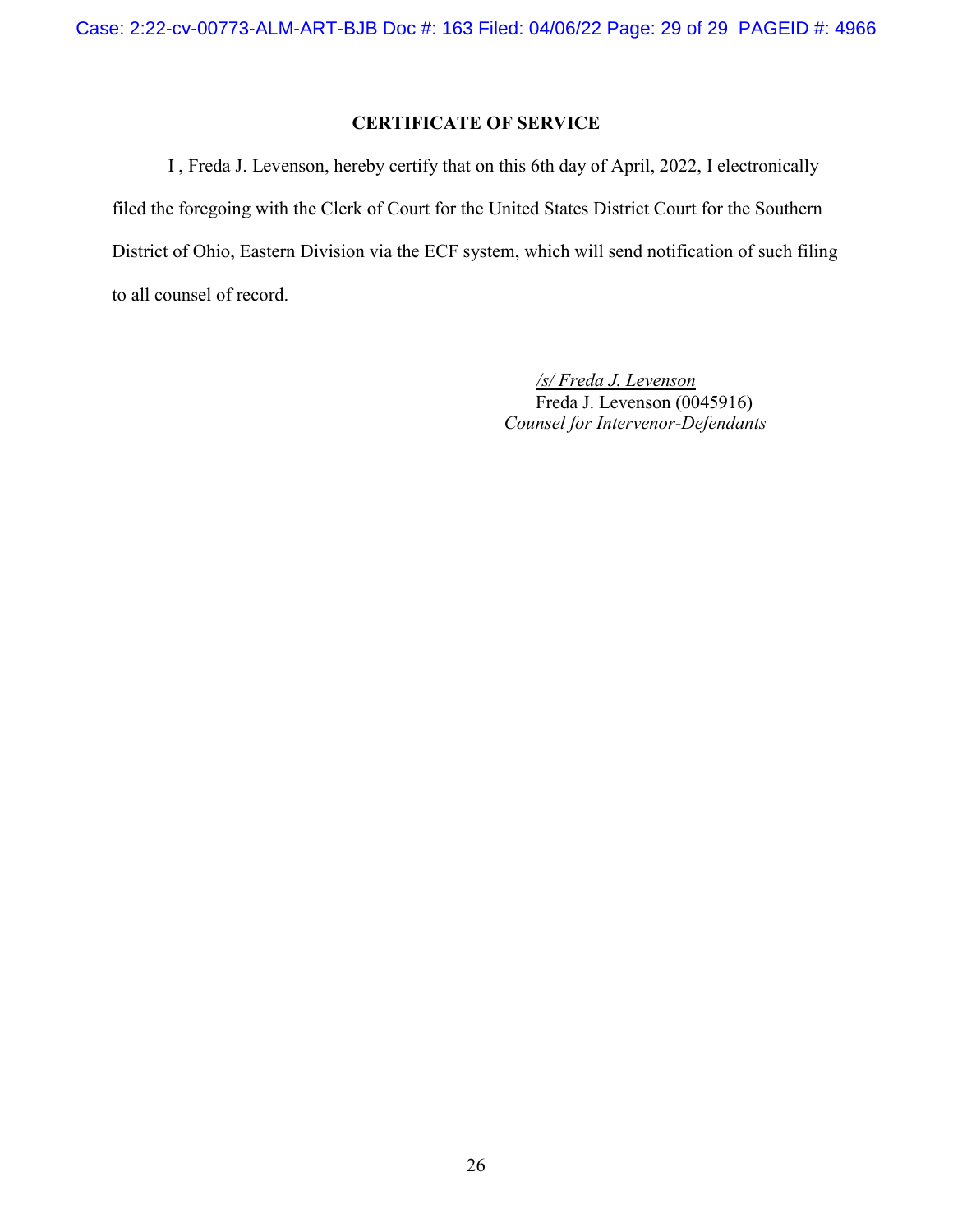## CERTIFICATE OF SERVICE

I , Freda J. Levenson, hereby certify that on this 6th day of April, 2022, I electronically filed the foregoing with the Clerk of Court for the United States District Court for the Southern District of Ohio, Eastern Division via the ECF system, which will send notification of such filing to all counsel of record.

*/s/ Freda J. Levenson*
Freda J. Levenson (0045916)
*Counsel for Intervenor-Defendants*